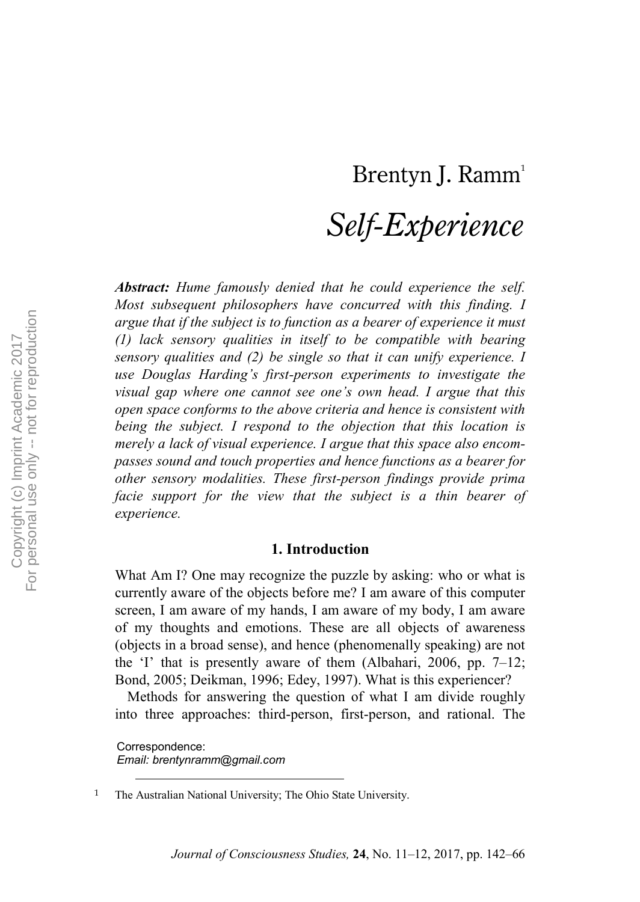# Brentyn J. Ramm[1]

## *Self-Experience*

***Abstract:*** *Hume famously denied that he could experience the self. Most subsequent philosophers have concurred with this finding. I argue that if the subject is to function as a bearer of experience it must (1) lack sensory qualities in itself to be compatible with bearing sensory qualities and (2) be single so that it can unify experience. I use Douglas Harding's first-person experiments to investigate the visual gap where one cannot see one's own head. I argue that this open space conforms to the above criteria and hence is consistent with being the subject. I respond to the objection that this location is merely a lack of visual experience. I argue that this space also encompasses sound and touch properties and hence functions as a bearer for other sensory modalities. These first-person findings provide prima facie support for the view that the subject is a thin bearer of experience.*

### 1. Introduction

What Am I? One may recognize the puzzle by asking: who or what is currently aware of the objects before me? I am aware of this computer screen, I am aware of my hands, I am aware of my body, I am aware of my thoughts and emotions. These are all objects of awareness (objects in a broad sense), and hence (phenomenally speaking) are not the 'I' that is presently aware of them (Albahari, 2006, pp. 7–12; Bond, 2005; Deikman, 1996; Edey, 1997). What is this experiencer?

Methods for answering the question of what I am divide roughly into three approaches: third-person, first-person, and rational. The

Correspondence:
*Email: brentynramm@gmail.com*

[1] The Australian National University; The Ohio State University.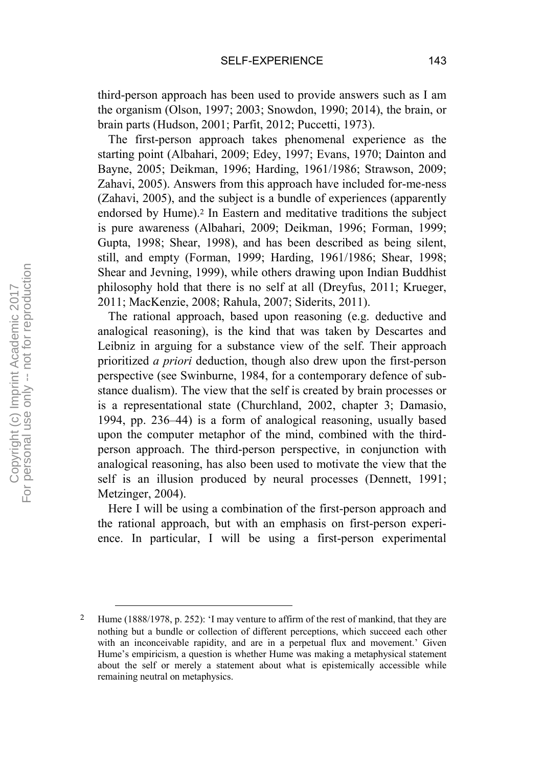third-person approach has been used to provide answers such as I am the organism (Olson, 1997; 2003; Snowdon, 1990; 2014), the brain, or brain parts (Hudson, 2001; Parfit, 2012; Puccetti, 1973).

The first-person approach takes phenomenal experience as the starting point (Albahari, 2009; Edey, 1997; Evans, 1970; Dainton and Bayne, 2005; Deikman, 1996; Harding, 1961/1986; Strawson, 2009; Zahavi, 2005). Answers from this approach have included for-me-ness (Zahavi, 2005), and the subject is a bundle of experiences (apparently endorsed by Hume).[2] In Eastern and meditative traditions the subject is pure awareness (Albahari, 2009; Deikman, 1996; Forman, 1999; Gupta, 1998; Shear, 1998), and has been described as being silent, still, and empty (Forman, 1999; Harding, 1961/1986; Shear, 1998; Shear and Jevning, 1999), while others drawing upon Indian Buddhist philosophy hold that there is no self at all (Dreyfus, 2011; Krueger, 2011; MacKenzie, 2008; Rahula, 2007; Siderits, 2011).

The rational approach, based upon reasoning (e.g. deductive and analogical reasoning), is the kind that was taken by Descartes and Leibniz in arguing for a substance view of the self. Their approach prioritized *a priori* deduction, though also drew upon the first-person perspective (see Swinburne, 1984, for a contemporary defence of substance dualism). The view that the self is created by brain processes or is a representational state (Churchland, 2002, chapter 3; Damasio, 1994, pp. 236–44) is a form of analogical reasoning, usually based upon the computer metaphor of the mind, combined with the third-person approach. The third-person perspective, in conjunction with analogical reasoning, has also been used to motivate the view that the self is an illusion produced by neural processes (Dennett, 1991; Metzinger, 2004).

Here I will be using a combination of the first-person approach and the rational approach, but with an emphasis on first-person experience. In particular, I will be using a first-person experimental

---

[2] Hume (1888/1978, p. 252): 'I may venture to affirm of the rest of mankind, that they are nothing but a bundle or collection of different perceptions, which succeed each other with an inconceivable rapidity, and are in a perpetual flux and movement.' Given Hume's empiricism, a question is whether Hume was making a metaphysical statement about the self or merely a statement about what is epistemically accessible while remaining neutral on metaphysics.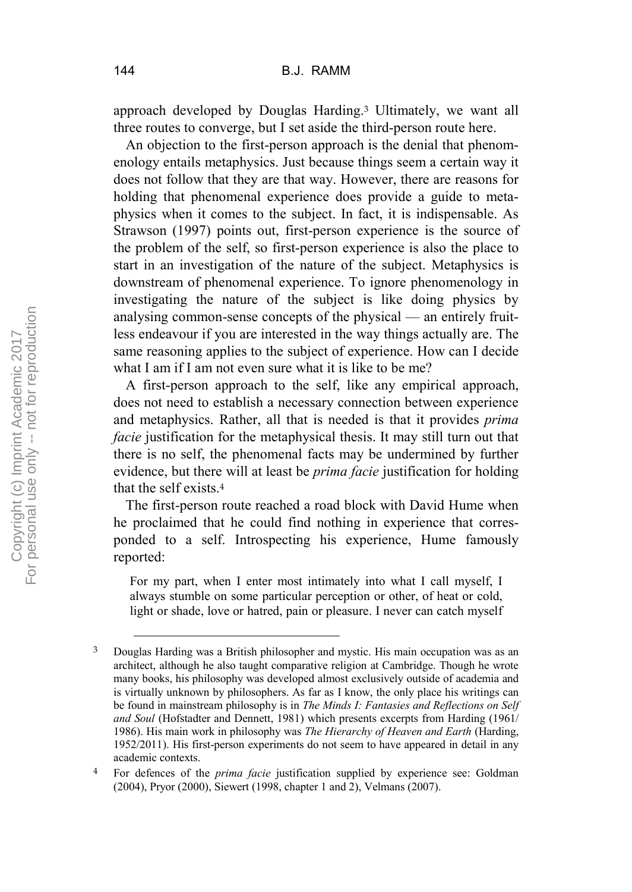approach developed by Douglas Harding.[3] Ultimately, we want all three routes to converge, but I set aside the third-person route here.

An objection to the first-person approach is the denial that phenomenology entails metaphysics. Just because things seem a certain way it does not follow that they are that way. However, there are reasons for holding that phenomenal experience does provide a guide to metaphysics when it comes to the subject. In fact, it is indispensable. As Strawson (1997) points out, first-person experience is the source of the problem of the self, so first-person experience is also the place to start in an investigation of the nature of the subject. Metaphysics is downstream of phenomenal experience. To ignore phenomenology in investigating the nature of the subject is like doing physics by analysing common-sense concepts of the physical — an entirely fruitless endeavour if you are interested in the way things actually are. The same reasoning applies to the subject of experience. How can I decide what I am if I am not even sure what it is like to be me?

A first-person approach to the self, like any empirical approach, does not need to establish a necessary connection between experience and metaphysics. Rather, all that is needed is that it provides *prima facie* justification for the metaphysical thesis. It may still turn out that there is no self, the phenomenal facts may be undermined by further evidence, but there will at least be *prima facie* justification for holding that the self exists.[4]

The first-person route reached a road block with David Hume when he proclaimed that he could find nothing in experience that corresponded to a self. Introspecting his experience, Hume famously reported:

> For my part, when I enter most intimately into what I call myself, I always stumble on some particular perception or other, of heat or cold, light or shade, love or hatred, pain or pleasure. I never can catch myself

---

[3] Douglas Harding was a British philosopher and mystic. His main occupation was as an architect, although he also taught comparative religion at Cambridge. Though he wrote many books, his philosophy was developed almost exclusively outside of academia and is virtually unknown by philosophers. As far as I know, the only place his writings can be found in mainstream philosophy is in *The Minds I: Fantasies and Reflections on Self and Soul* (Hofstadter and Dennett, 1981) which presents excerpts from Harding (1961/1986). His main work in philosophy was *The Hierarchy of Heaven and Earth* (Harding, 1952/2011). His first-person experiments do not seem to have appeared in detail in any academic contexts.

[4] For defences of the *prima facie* justification supplied by experience see: Goldman (2004), Pryor (2000), Siewert (1998, chapter 1 and 2), Velmans (2007).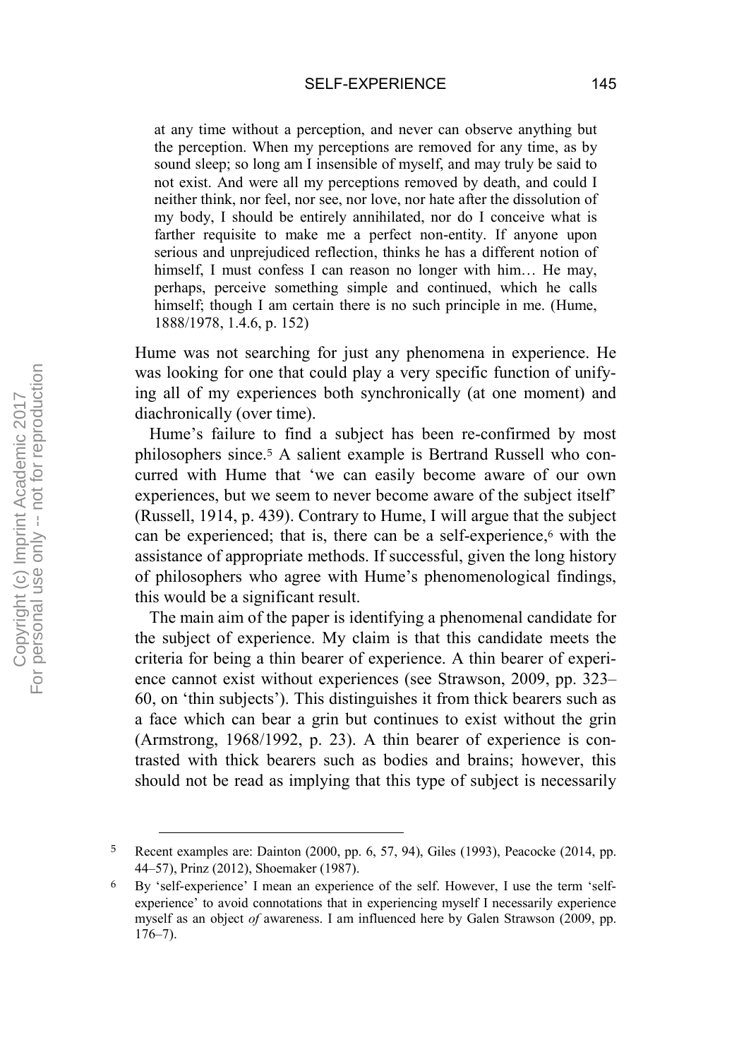> at any time without a perception, and never can observe anything but the perception. When my perceptions are removed for any time, as by sound sleep; so long am I insensible of myself, and may truly be said to not exist. And were all my perceptions removed by death, and could I neither think, nor feel, nor see, nor love, nor hate after the dissolution of my body, I should be entirely annihilated, nor do I conceive what is farther requisite to make me a perfect non-entity. If anyone upon serious and unprejudiced reflection, thinks he has a different notion of himself, I must confess I can reason no longer with him… He may, perhaps, perceive something simple and continued, which he calls himself; though I am certain there is no such principle in me. (Hume, 1888/1978, 1.4.6, p. 152)

Hume was not searching for just any phenomena in experience. He was looking for one that could play a very specific function of unifying all of my experiences both synchronically (at one moment) and diachronically (over time).

Hume's failure to find a subject has been re-confirmed by most philosophers since.[5] A salient example is Bertrand Russell who concurred with Hume that 'we can easily become aware of our own experiences, but we seem to never become aware of the subject itself' (Russell, 1914, p. 439). Contrary to Hume, I will argue that the subject can be experienced; that is, there can be a self-experience,[6] with the assistance of appropriate methods. If successful, given the long history of philosophers who agree with Hume's phenomenological findings, this would be a significant result.

The main aim of the paper is identifying a phenomenal candidate for the subject of experience. My claim is that this candidate meets the criteria for being a thin bearer of experience. A thin bearer of experience cannot exist without experiences (see Strawson, 2009, pp. 323–60, on 'thin subjects'). This distinguishes it from thick bearers such as a face which can bear a grin but continues to exist without the grin (Armstrong, 1968/1992, p. 23). A thin bearer of experience is contrasted with thick bearers such as bodies and brains; however, this should not be read as implying that this type of subject is necessarily

---

[5] Recent examples are: Dainton (2000, pp. 6, 57, 94), Giles (1993), Peacocke (2014, pp. 44–57), Prinz (2012), Shoemaker (1987).

[6] By 'self-experience' I mean an experience of the self. However, I use the term 'self-experience' to avoid connotations that in experiencing myself I necessarily experience myself as an object *of* awareness. I am influenced here by Galen Strawson (2009, pp. 176–7).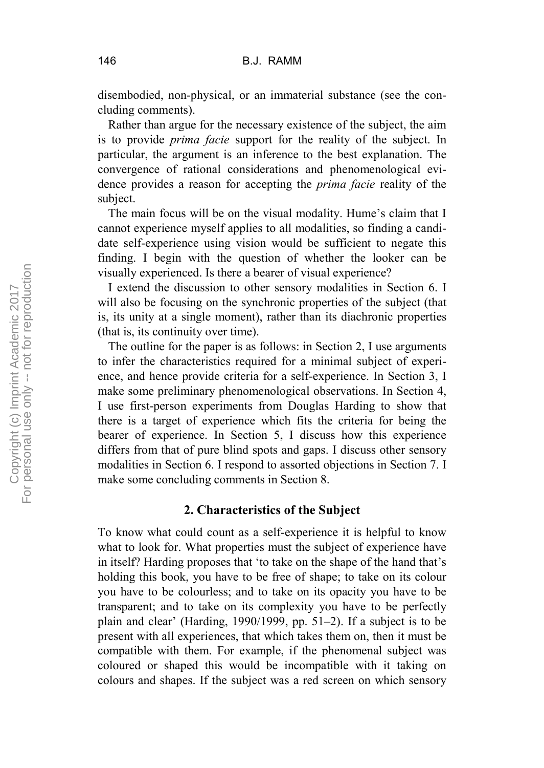disembodied, non-physical, or an immaterial substance (see the concluding comments).

Rather than argue for the necessary existence of the subject, the aim is to provide *prima facie* support for the reality of the subject. In particular, the argument is an inference to the best explanation. The convergence of rational considerations and phenomenological evidence provides a reason for accepting the *prima facie* reality of the subject.

The main focus will be on the visual modality. Hume's claim that I cannot experience myself applies to all modalities, so finding a candidate self-experience using vision would be sufficient to negate this finding. I begin with the question of whether the looker can be visually experienced. Is there a bearer of visual experience?

I extend the discussion to other sensory modalities in Section 6. I will also be focusing on the synchronic properties of the subject (that is, its unity at a single moment), rather than its diachronic properties (that is, its continuity over time).

The outline for the paper is as follows: in Section 2, I use arguments to infer the characteristics required for a minimal subject of experience, and hence provide criteria for a self-experience. In Section 3, I make some preliminary phenomenological observations. In Section 4, I use first-person experiments from Douglas Harding to show that there is a target of experience which fits the criteria for being the bearer of experience. In Section 5, I discuss how this experience differs from that of pure blind spots and gaps. I discuss other sensory modalities in Section 6. I respond to assorted objections in Section 7. I make some concluding comments in Section 8.

## 2. Characteristics of the Subject

To know what could count as a self-experience it is helpful to know what to look for. What properties must the subject of experience have in itself? Harding proposes that 'to take on the shape of the hand that's holding this book, you have to be free of shape; to take on its colour you have to be colourless; and to take on its opacity you have to be transparent; and to take on its complexity you have to be perfectly plain and clear' (Harding, 1990/1999, pp. 51–2). If a subject is to be present with all experiences, that which takes them on, then it must be compatible with them. For example, if the phenomenal subject was coloured or shaped this would be incompatible with it taking on colours and shapes. If the subject was a red screen on which sensory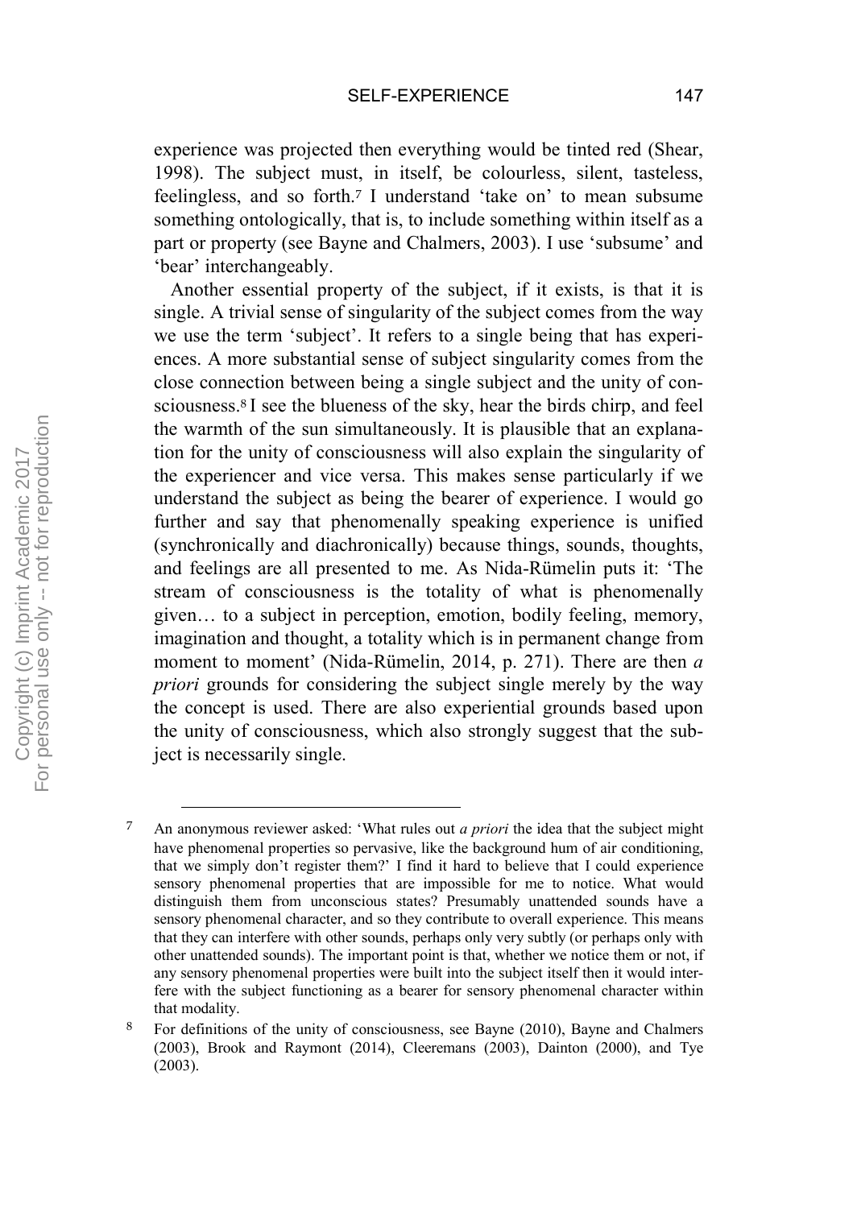experience was projected then everything would be tinted red (Shear, 1998). The subject must, in itself, be colourless, silent, tasteless, feelingless, and so forth.[7] I understand 'take on' to mean subsume something ontologically, that is, to include something within itself as a part or property (see Bayne and Chalmers, 2003). I use 'subsume' and 'bear' interchangeably.

Another essential property of the subject, if it exists, is that it is single. A trivial sense of singularity of the subject comes from the way we use the term 'subject'. It refers to a single being that has experiences. A more substantial sense of subject singularity comes from the close connection between being a single subject and the unity of consciousness.[8] I see the blueness of the sky, hear the birds chirp, and feel the warmth of the sun simultaneously. It is plausible that an explanation for the unity of consciousness will also explain the singularity of the experiencer and vice versa. This makes sense particularly if we understand the subject as being the bearer of experience. I would go further and say that phenomenally speaking experience is unified (synchronically and diachronically) because things, sounds, thoughts, and feelings are all presented to me. As Nida-Rümelin puts it: 'The stream of consciousness is the totality of what is phenomenally given… to a subject in perception, emotion, bodily feeling, memory, imagination and thought, a totality which is in permanent change from moment to moment' (Nida-Rümelin, 2014, p. 271). There are then *a priori* grounds for considering the subject single merely by the way the concept is used. There are also experiential grounds based upon the unity of consciousness, which also strongly suggest that the subject is necessarily single.

---

[7] An anonymous reviewer asked: 'What rules out *a priori* the idea that the subject might have phenomenal properties so pervasive, like the background hum of air conditioning, that we simply don't register them?' I find it hard to believe that I could experience sensory phenomenal properties that are impossible for me to notice. What would distinguish them from unconscious states? Presumably unattended sounds have a sensory phenomenal character, and so they contribute to overall experience. This means that they can interfere with other sounds, perhaps only very subtly (or perhaps only with other unattended sounds). The important point is that, whether we notice them or not, if any sensory phenomenal properties were built into the subject itself then it would interfere with the subject functioning as a bearer for sensory phenomenal character within that modality.

[8] For definitions of the unity of consciousness, see Bayne (2010), Bayne and Chalmers (2003), Brook and Raymont (2014), Cleeremans (2003), Dainton (2000), and Tye (2003).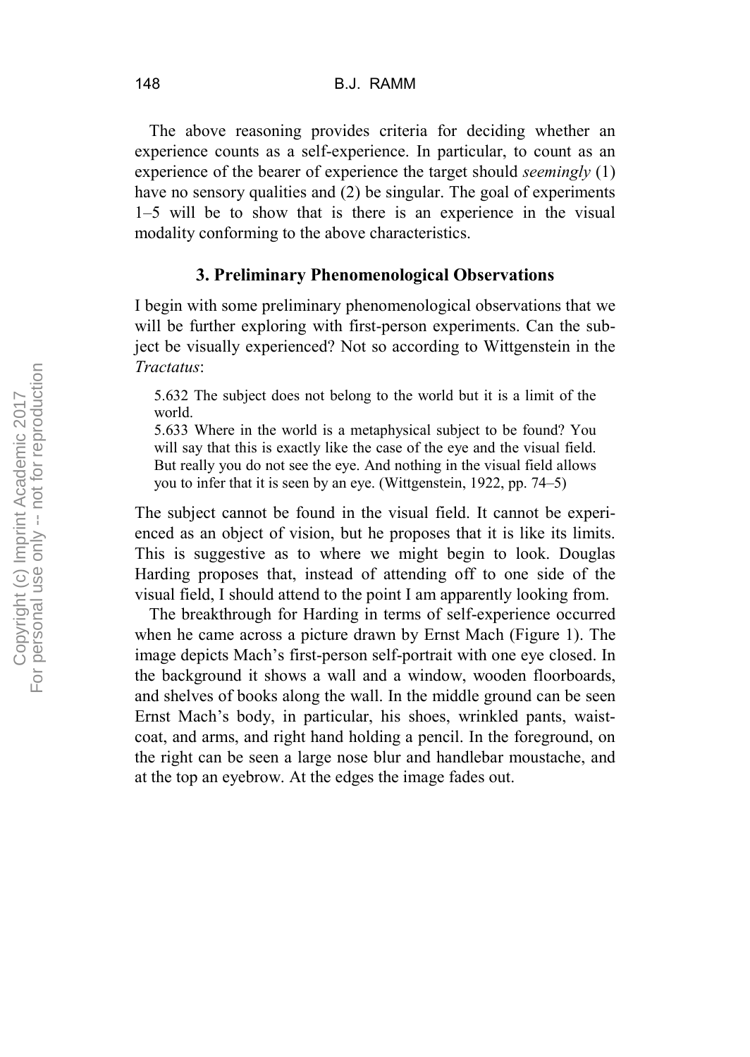The above reasoning provides criteria for deciding whether an experience counts as a self-experience. In particular, to count as an experience of the bearer of experience the target should *seemingly* (1) have no sensory qualities and (2) be singular. The goal of experiments 1–5 will be to show that is there is an experience in the visual modality conforming to the above characteristics.

### 3. Preliminary Phenomenological Observations

I begin with some preliminary phenomenological observations that we will be further exploring with first-person experiments. Can the subject be visually experienced? Not so according to Wittgenstein in the *Tractatus*:

> 5.632 The subject does not belong to the world but it is a limit of the world.
> 5.633 Where in the world is a metaphysical subject to be found? You will say that this is exactly like the case of the eye and the visual field. But really you do not see the eye. And nothing in the visual field allows you to infer that it is seen by an eye. (Wittgenstein, 1922, pp. 74–5)

The subject cannot be found in the visual field. It cannot be experienced as an object of vision, but he proposes that it is like its limits. This is suggestive as to where we might begin to look. Douglas Harding proposes that, instead of attending off to one side of the visual field, I should attend to the point I am apparently looking from.

The breakthrough for Harding in terms of self-experience occurred when he came across a picture drawn by Ernst Mach (Figure 1). The image depicts Mach's first-person self-portrait with one eye closed. In the background it shows a wall and a window, wooden floorboards, and shelves of books along the wall. In the middle ground can be seen Ernst Mach's body, in particular, his shoes, wrinkled pants, waistcoat, and arms, and right hand holding a pencil. In the foreground, on the right can be seen a large nose blur and handlebar moustache, and at the top an eyebrow. At the edges the image fades out.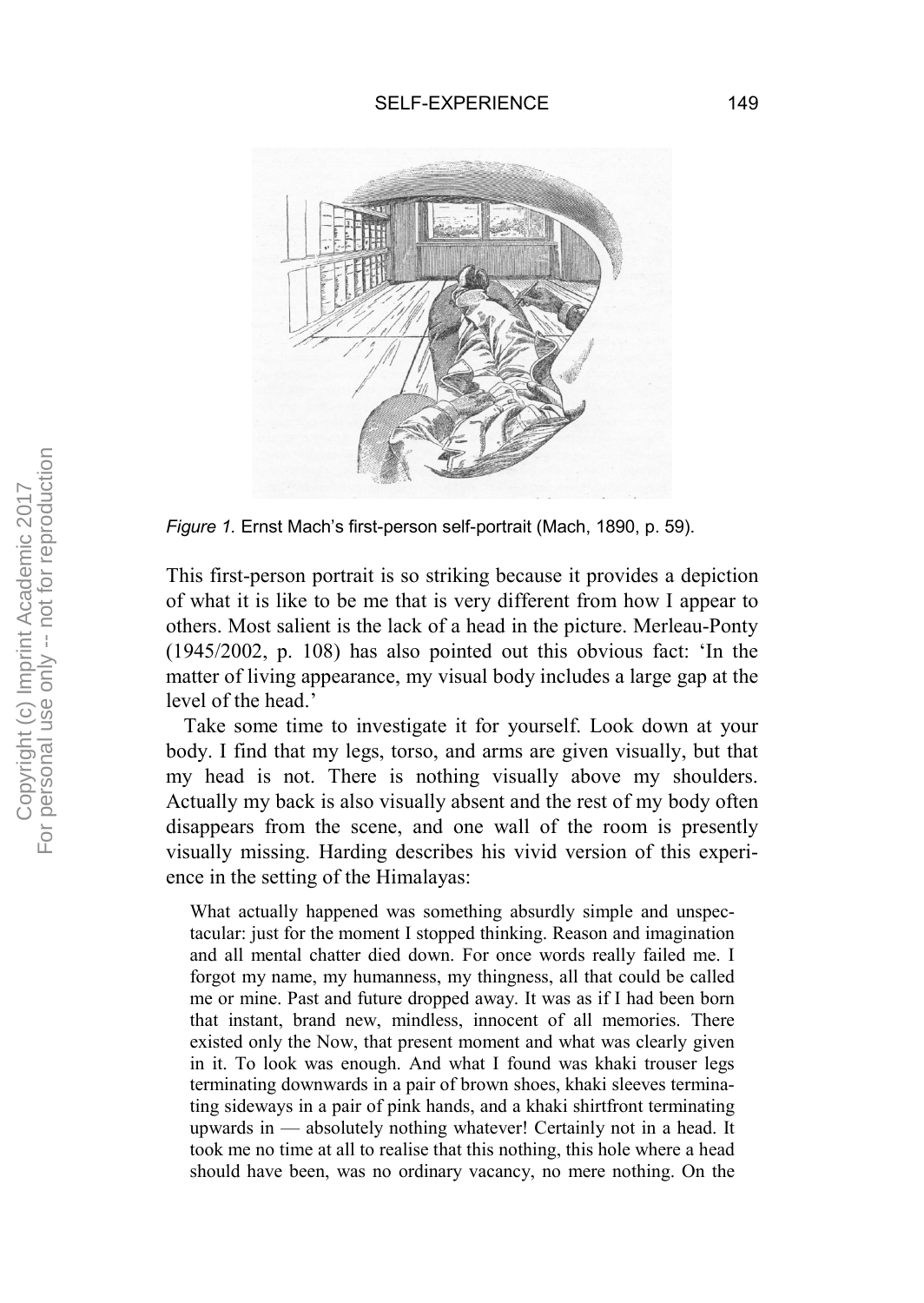*Figure 1.* Ernst Mach's first-person self-portrait (Mach, 1890, p. 59).

This first-person portrait is so striking because it provides a depiction of what it is like to be me that is very different from how I appear to others. Most salient is the lack of a head in the picture. Merleau-Ponty (1945/2002, p. 108) has also pointed out this obvious fact: 'In the matter of living appearance, my visual body includes a large gap at the level of the head.'

Take some time to investigate it for yourself. Look down at your body. I find that my legs, torso, and arms are given visually, but that my head is not. There is nothing visually above my shoulders. Actually my back is also visually absent and the rest of my body often disappears from the scene, and one wall of the room is presently visually missing. Harding describes his vivid version of this experience in the setting of the Himalayas:

> What actually happened was something absurdly simple and unspectacular: just for the moment I stopped thinking. Reason and imagination and all mental chatter died down. For once words really failed me. I forgot my name, my humanness, my thingness, all that could be called me or mine. Past and future dropped away. It was as if I had been born that instant, brand new, mindless, innocent of all memories. There existed only the Now, that present moment and what was clearly given in it. To look was enough. And what I found was khaki trouser legs terminating downwards in a pair of brown shoes, khaki sleeves terminating sideways in a pair of pink hands, and a khaki shirtfront terminating upwards in — absolutely nothing whatever! Certainly not in a head. It took me no time at all to realise that this nothing, this hole where a head should have been, was no ordinary vacancy, no mere nothing. On the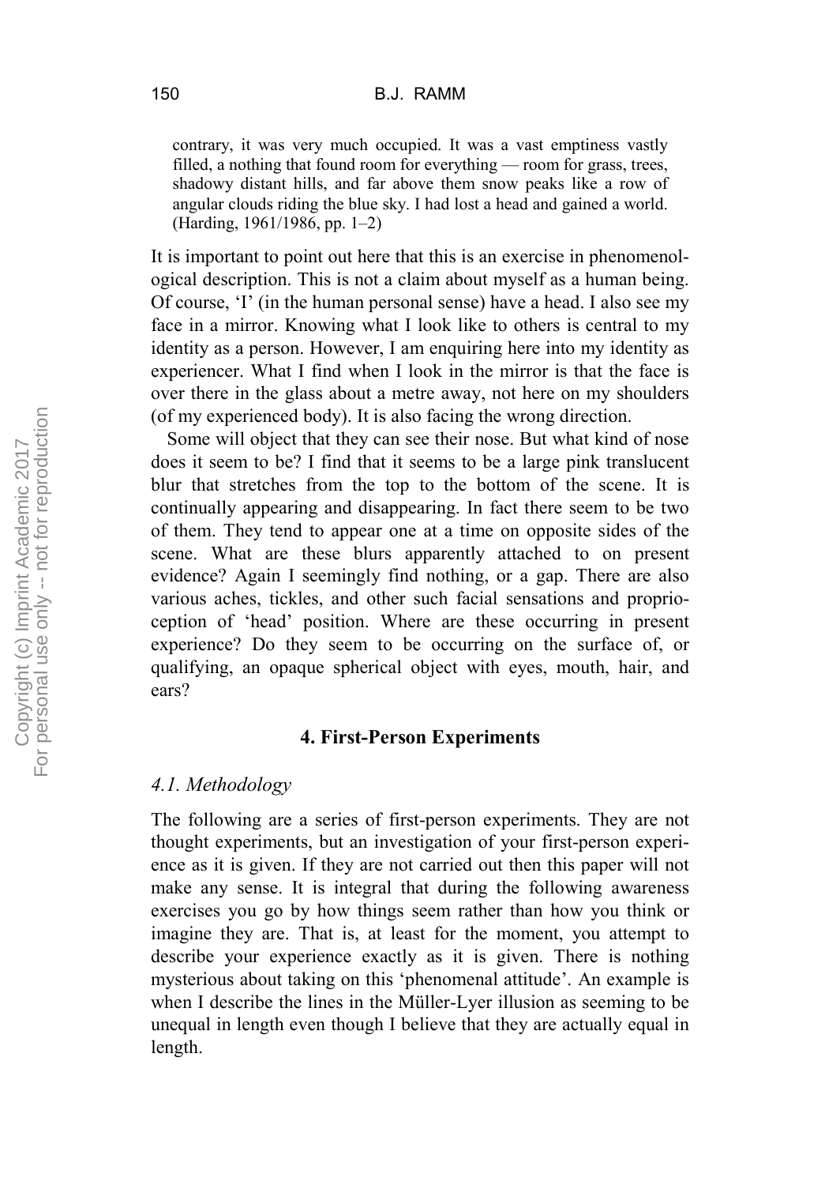> contrary, it was very much occupied. It was a vast emptiness vastly filled, a nothing that found room for everything — room for grass, trees, shadowy distant hills, and far above them snow peaks like a row of angular clouds riding the blue sky. I had lost a head and gained a world. (Harding, 1961/1986, pp. 1–2)

It is important to point out here that this is an exercise in phenomenological description. This is not a claim about myself as a human being. Of course, 'I' (in the human personal sense) have a head. I also see my face in a mirror. Knowing what I look like to others is central to my identity as a person. However, I am enquiring here into my identity as experiencer. What I find when I look in the mirror is that the face is over there in the glass about a metre away, not here on my shoulders (of my experienced body). It is also facing the wrong direction.

Some will object that they can see their nose. But what kind of nose does it seem to be? I find that it seems to be a large pink translucent blur that stretches from the top to the bottom of the scene. It is continually appearing and disappearing. In fact there seem to be two of them. They tend to appear one at a time on opposite sides of the scene. What are these blurs apparently attached to on present evidence? Again I seemingly find nothing, or a gap. There are also various aches, tickles, and other such facial sensations and proprioception of 'head' position. Where are these occurring in present experience? Do they seem to be occurring on the surface of, or qualifying, an opaque spherical object with eyes, mouth, hair, and ears?

## 4. First-Person Experiments

### *4.1. Methodology*

The following are a series of first-person experiments. They are not thought experiments, but an investigation of your first-person experience as it is given. If they are not carried out then this paper will not make any sense. It is integral that during the following awareness exercises you go by how things seem rather than how you think or imagine they are. That is, at least for the moment, you attempt to describe your experience exactly as it is given. There is nothing mysterious about taking on this 'phenomenal attitude'. An example is when I describe the lines in the Müller-Lyer illusion as seeming to be unequal in length even though I believe that they are actually equal in length.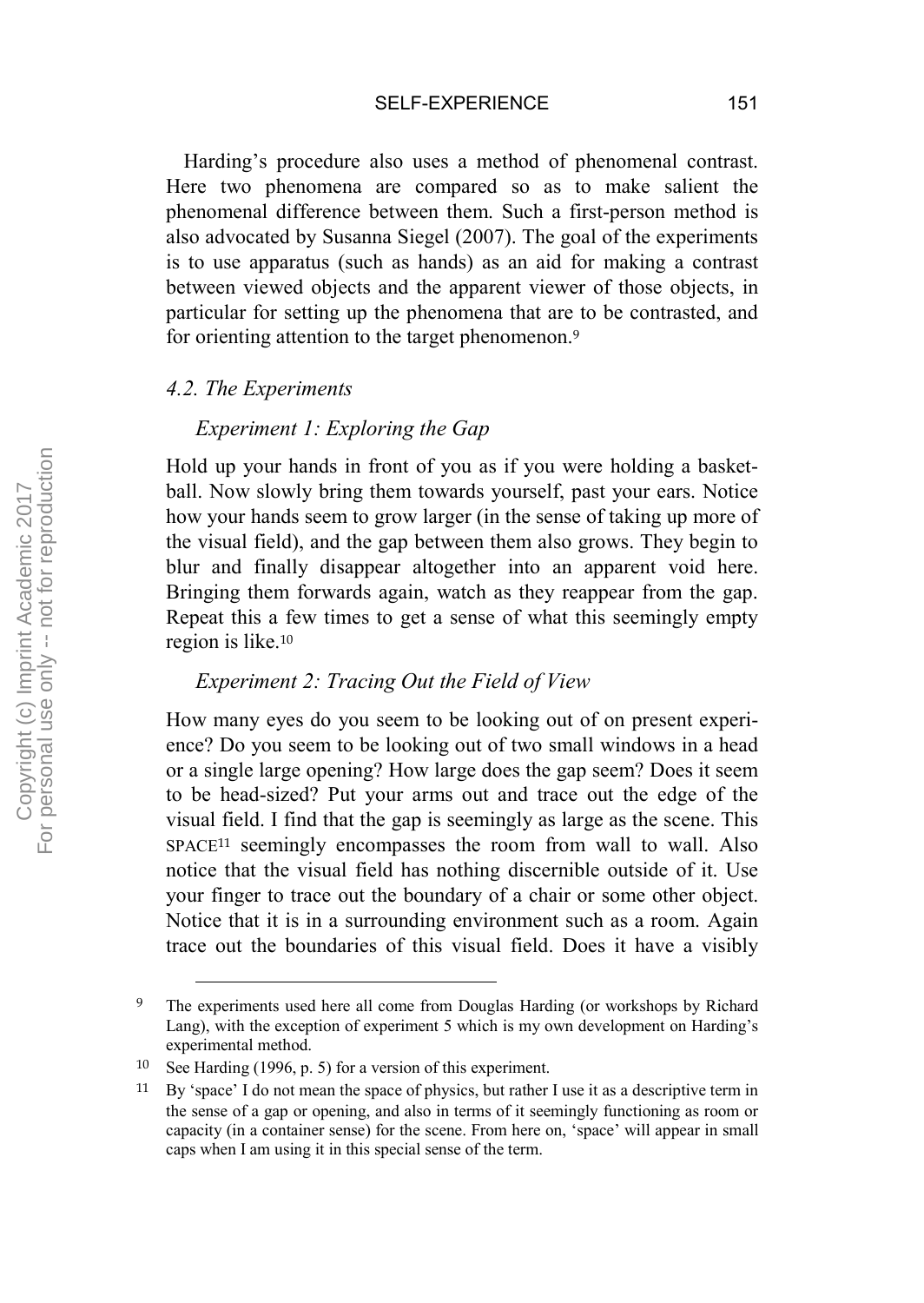Harding's procedure also uses a method of phenomenal contrast. Here two phenomena are compared so as to make salient the phenomenal difference between them. Such a first-person method is also advocated by Susanna Siegel (2007). The goal of the experiments is to use apparatus (such as hands) as an aid for making a contrast between viewed objects and the apparent viewer of those objects, in particular for setting up the phenomena that are to be contrasted, and for orienting attention to the target phenomenon.[9]

### *4.2. The Experiments*

#### *Experiment 1: Exploring the Gap*

Hold up your hands in front of you as if you were holding a basketball. Now slowly bring them towards yourself, past your ears. Notice how your hands seem to grow larger (in the sense of taking up more of the visual field), and the gap between them also grows. They begin to blur and finally disappear altogether into an apparent void here. Bringing them forwards again, watch as they reappear from the gap. Repeat this a few times to get a sense of what this seemingly empty region is like.[10]

#### *Experiment 2: Tracing Out the Field of View*

How many eyes do you seem to be looking out of on present experience? Do you seem to be looking out of two small windows in a head or a single large opening? How large does the gap seem? Does it seem to be head-sized? Put your arms out and trace out the edge of the visual field. I find that the gap is seemingly as large as the scene. This SPACE[11] seemingly encompasses the room from wall to wall. Also notice that the visual field has nothing discernible outside of it. Use your finger to trace out the boundary of a chair or some other object. Notice that it is in a surrounding environment such as a room. Again trace out the boundaries of this visual field. Does it have a visibly

---

[9] The experiments used here all come from Douglas Harding (or workshops by Richard Lang), with the exception of experiment 5 which is my own development on Harding's experimental method.

[10] See Harding (1996, p. 5) for a version of this experiment.

[11] By 'space' I do not mean the space of physics, but rather I use it as a descriptive term in the sense of a gap or opening, and also in terms of it seemingly functioning as room or capacity (in a container sense) for the scene. From here on, 'space' will appear in small caps when I am using it in this special sense of the term.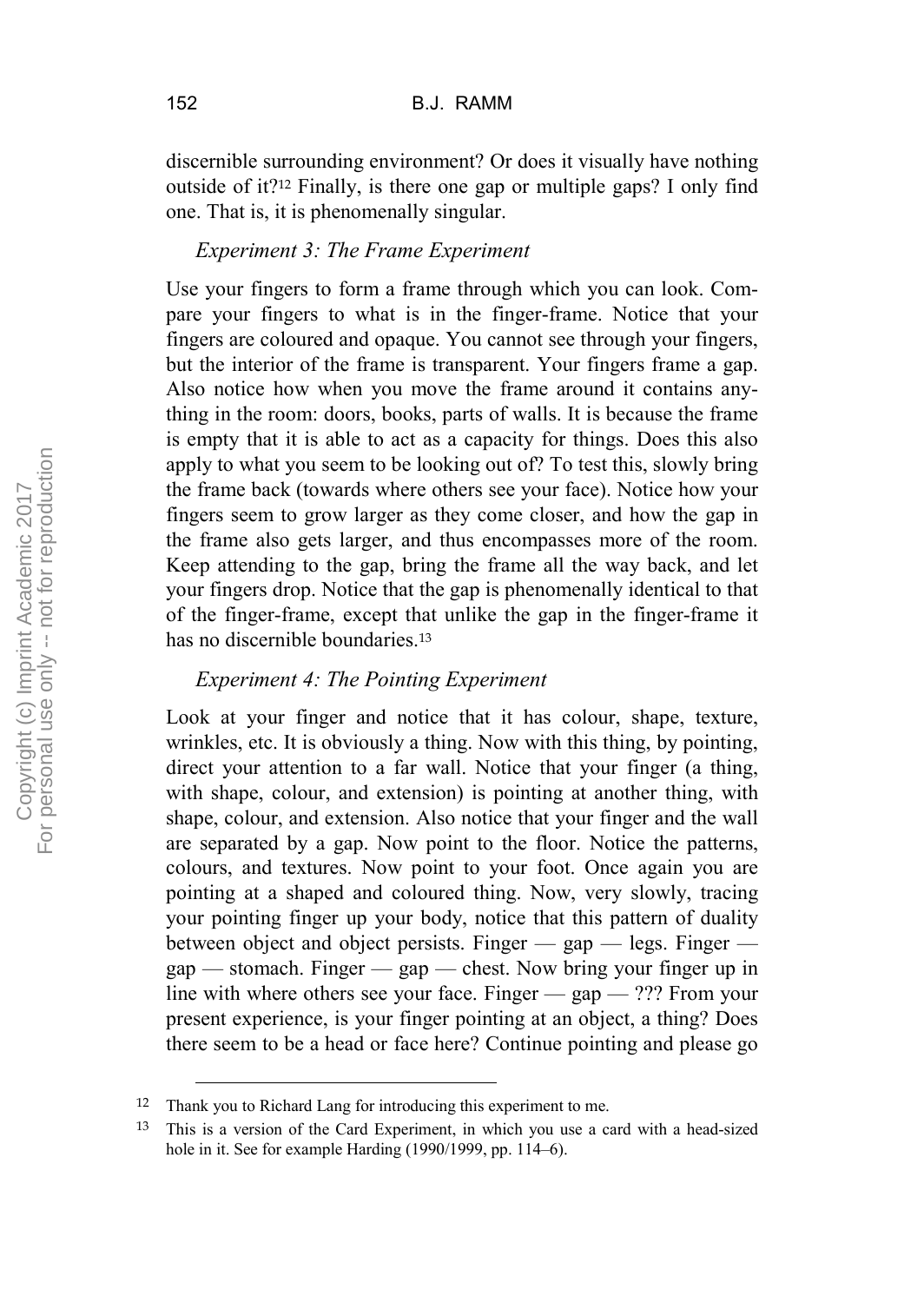discernible surrounding environment? Or does it visually have nothing outside of it?[12] Finally, is there one gap or multiple gaps? I only find one. That is, it is phenomenally singular.

*Experiment 3: The Frame Experiment*

Use your fingers to form a frame through which you can look. Compare your fingers to what is in the finger-frame. Notice that your fingers are coloured and opaque. You cannot see through your fingers, but the interior of the frame is transparent. Your fingers frame a gap. Also notice how when you move the frame around it contains anything in the room: doors, books, parts of walls. It is because the frame is empty that it is able to act as a capacity for things. Does this also apply to what you seem to be looking out of? To test this, slowly bring the frame back (towards where others see your face). Notice how your fingers seem to grow larger as they come closer, and how the gap in the frame also gets larger, and thus encompasses more of the room. Keep attending to the gap, bring the frame all the way back, and let your fingers drop. Notice that the gap is phenomenally identical to that of the finger-frame, except that unlike the gap in the finger-frame it has no discernible boundaries.[13]

*Experiment 4: The Pointing Experiment*

Look at your finger and notice that it has colour, shape, texture, wrinkles, etc. It is obviously a thing. Now with this thing, by pointing, direct your attention to a far wall. Notice that your finger (a thing, with shape, colour, and extension) is pointing at another thing, with shape, colour, and extension. Also notice that your finger and the wall are separated by a gap. Now point to the floor. Notice the patterns, colours, and textures. Now point to your foot. Once again you are pointing at a shaped and coloured thing. Now, very slowly, tracing your pointing finger up your body, notice that this pattern of duality between object and object persists. Finger — gap — legs. Finger — gap — stomach. Finger — gap — chest. Now bring your finger up in line with where others see your face. Finger — gap — ??? From your present experience, is your finger pointing at an object, a thing? Does there seem to be a head or face here? Continue pointing and please go

---

[12] Thank you to Richard Lang for introducing this experiment to me.

[13] This is a version of the Card Experiment, in which you use a card with a head-sized hole in it. See for example Harding (1990/1999, pp. 114–6).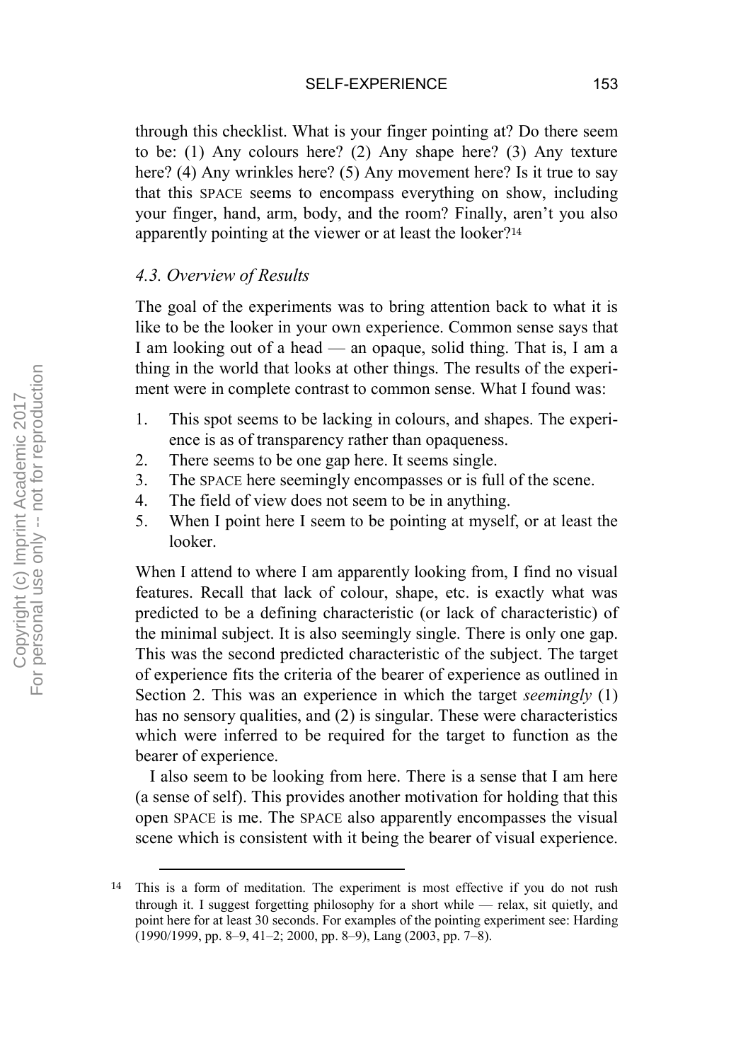through this checklist. What is your finger pointing at? Do there seem to be: (1) Any colours here? (2) Any shape here? (3) Any texture here? (4) Any wrinkles here? (5) Any movement here? Is it true to say that this SPACE seems to encompass everything on show, including your finger, hand, arm, body, and the room? Finally, aren't you also apparently pointing at the viewer or at least the looker?[14]

### *4.3. Overview of Results*

The goal of the experiments was to bring attention back to what it is like to be the looker in your own experience. Common sense says that I am looking out of a head — an opaque, solid thing. That is, I am a thing in the world that looks at other things. The results of the experiment were in complete contrast to common sense. What I found was:

1. This spot seems to be lacking in colours, and shapes. The experience is as of transparency rather than opaqueness.
2. There seems to be one gap here. It seems single.
3. The SPACE here seemingly encompasses or is full of the scene.
4. The field of view does not seem to be in anything.
5. When I point here I seem to be pointing at myself, or at least the looker.

When I attend to where I am apparently looking from, I find no visual features. Recall that lack of colour, shape, etc. is exactly what was predicted to be a defining characteristic (or lack of characteristic) of the minimal subject. It is also seemingly single. There is only one gap. This was the second predicted characteristic of the subject. The target of experience fits the criteria of the bearer of experience as outlined in Section 2. This was an experience in which the target *seemingly* (1) has no sensory qualities, and (2) is singular. These were characteristics which were inferred to be required for the target to function as the bearer of experience.

I also seem to be looking from here. There is a sense that I am here (a sense of self). This provides another motivation for holding that this open SPACE is me. The SPACE also apparently encompasses the visual scene which is consistent with it being the bearer of visual experience.

---

[14] This is a form of meditation. The experiment is most effective if you do not rush through it. I suggest forgetting philosophy for a short while — relax, sit quietly, and point here for at least 30 seconds. For examples of the pointing experiment see: Harding (1990/1999, pp. 8–9, 41–2; 2000, pp. 8–9), Lang (2003, pp. 7–8).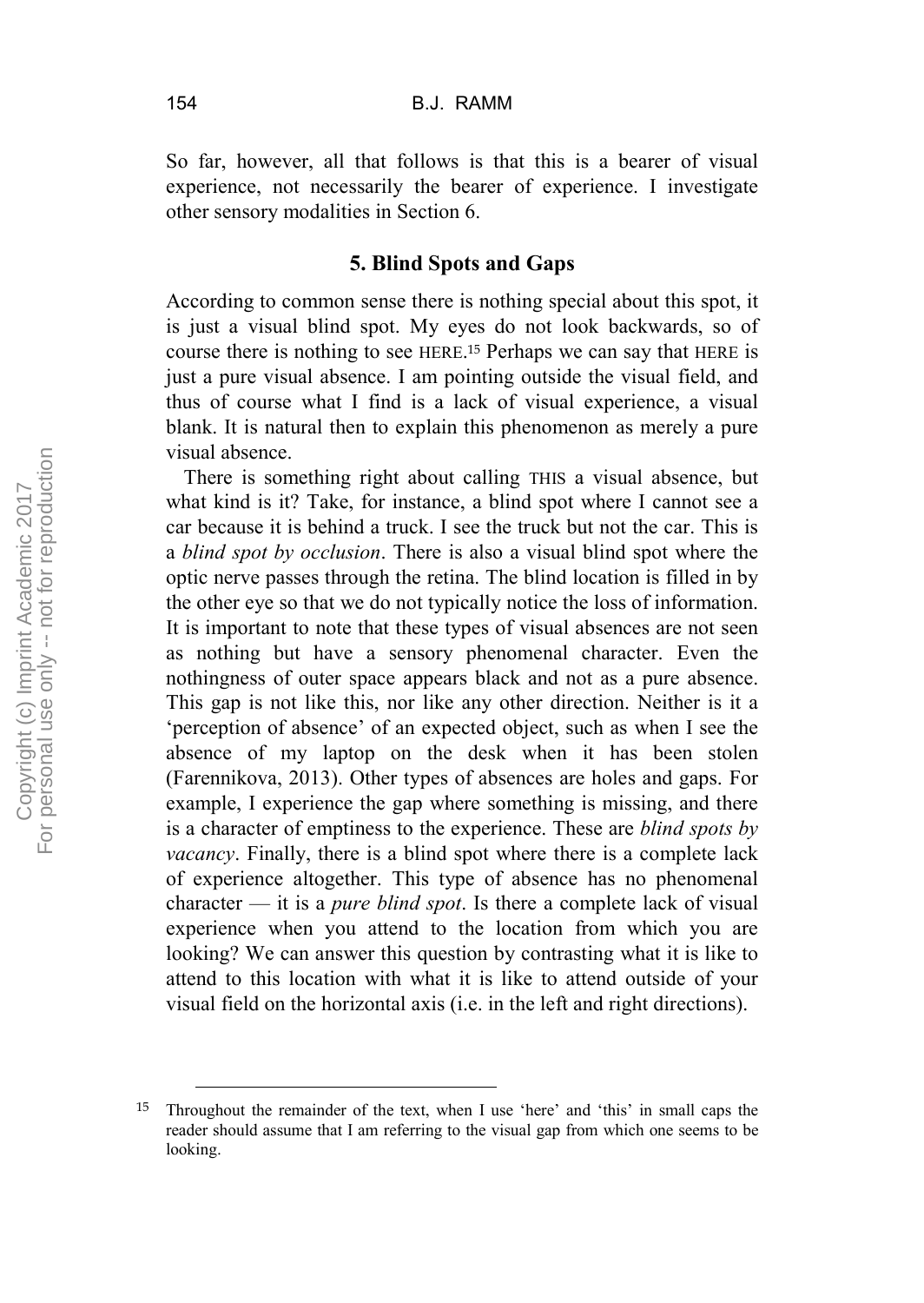So far, however, all that follows is that this is a bearer of visual experience, not necessarily the bearer of experience. I investigate other sensory modalities in Section 6.

## 5. Blind Spots and Gaps

According to common sense there is nothing special about this spot, it is just a visual blind spot. My eyes do not look backwards, so of course there is nothing to see HERE.[15] Perhaps we can say that HERE is just a pure visual absence. I am pointing outside the visual field, and thus of course what I find is a lack of visual experience, a visual blank. It is natural then to explain this phenomenon as merely a pure visual absence.

There is something right about calling THIS a visual absence, but what kind is it? Take, for instance, a blind spot where I cannot see a car because it is behind a truck. I see the truck but not the car. This is a *blind spot by occlusion*. There is also a visual blind spot where the optic nerve passes through the retina. The blind location is filled in by the other eye so that we do not typically notice the loss of information. It is important to note that these types of visual absences are not seen as nothing but have a sensory phenomenal character. Even the nothingness of outer space appears black and not as a pure absence. This gap is not like this, nor like any other direction. Neither is it a 'perception of absence' of an expected object, such as when I see the absence of my laptop on the desk when it has been stolen (Farennikova, 2013). Other types of absences are holes and gaps. For example, I experience the gap where something is missing, and there is a character of emptiness to the experience. These are *blind spots by vacancy*. Finally, there is a blind spot where there is a complete lack of experience altogether. This type of absence has no phenomenal character — it is a *pure blind spot*. Is there a complete lack of visual experience when you attend to the location from which you are looking? We can answer this question by contrasting what it is like to attend to this location with what it is like to attend outside of your visual field on the horizontal axis (i.e. in the left and right directions).

[15] Throughout the remainder of the text, when I use 'here' and 'this' in small caps the reader should assume that I am referring to the visual gap from which one seems to be looking.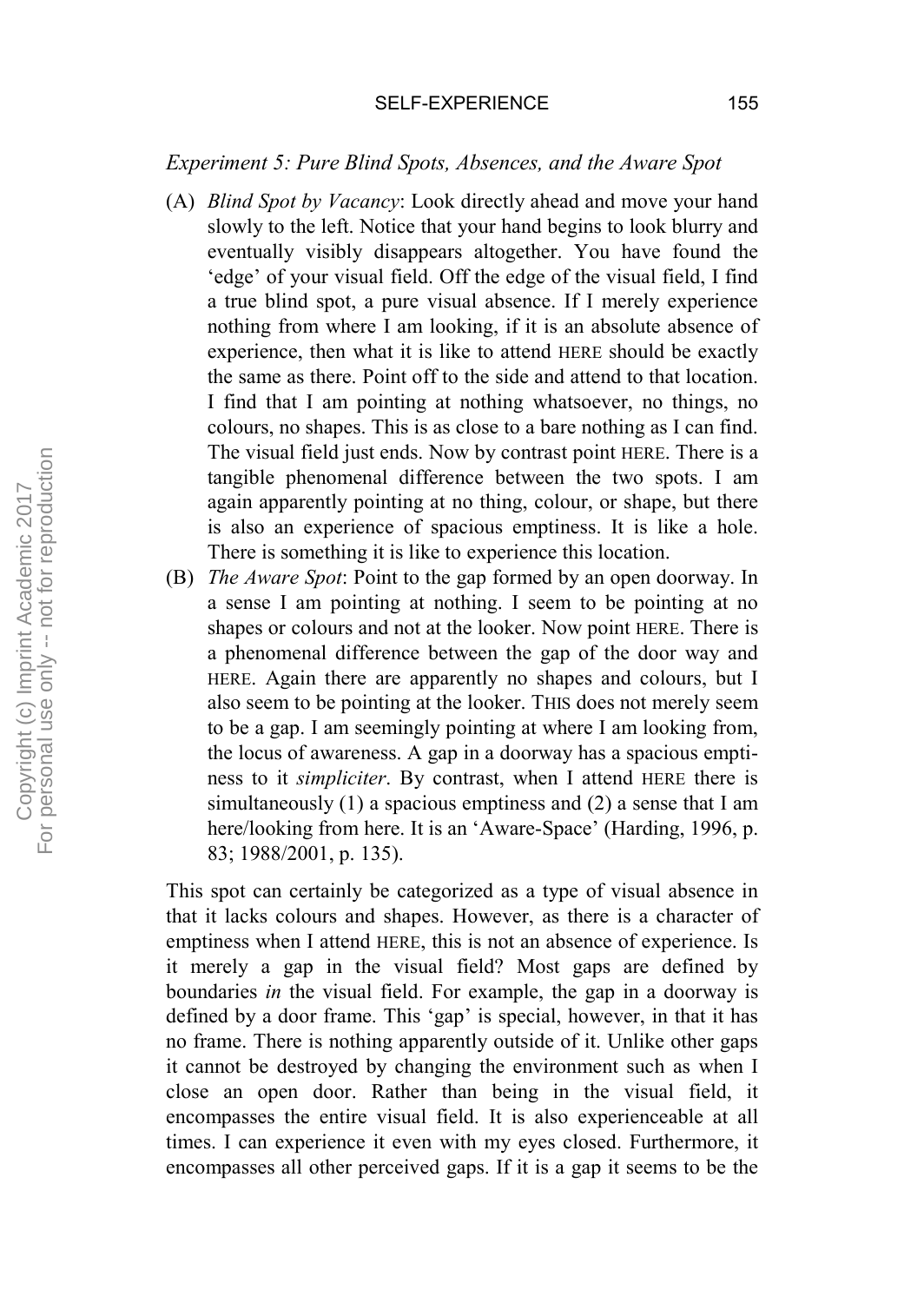*Experiment 5: Pure Blind Spots, Absences, and the Aware Spot*

(A) *Blind Spot by Vacancy*: Look directly ahead and move your hand slowly to the left. Notice that your hand begins to look blurry and eventually visibly disappears altogether. You have found the 'edge' of your visual field. Off the edge of the visual field, I find a true blind spot, a pure visual absence. If I merely experience nothing from where I am looking, if it is an absolute absence of experience, then what it is like to attend HERE should be exactly the same as there. Point off to the side and attend to that location. I find that I am pointing at nothing whatsoever, no things, no colours, no shapes. This is as close to a bare nothing as I can find. The visual field just ends. Now by contrast point HERE. There is a tangible phenomenal difference between the two spots. I am again apparently pointing at no thing, colour, or shape, but there is also an experience of spacious emptiness. It is like a hole. There is something it is like to experience this location.

(B) *The Aware Spot*: Point to the gap formed by an open doorway. In a sense I am pointing at nothing. I seem to be pointing at no shapes or colours and not at the looker. Now point HERE. There is a phenomenal difference between the gap of the door way and HERE. Again there are apparently no shapes and colours, but I also seem to be pointing at the looker. THIS does not merely seem to be a gap. I am seemingly pointing at where I am looking from, the locus of awareness. A gap in a doorway has a spacious emptiness to it *simpliciter*. By contrast, when I attend HERE there is simultaneously (1) a spacious emptiness and (2) a sense that I am here/looking from here. It is an 'Aware-Space' (Harding, 1996, p. 83; 1988/2001, p. 135).

This spot can certainly be categorized as a type of visual absence in that it lacks colours and shapes. However, as there is a character of emptiness when I attend HERE, this is not an absence of experience. Is it merely a gap in the visual field? Most gaps are defined by boundaries *in* the visual field. For example, the gap in a doorway is defined by a door frame. This 'gap' is special, however, in that it has no frame. There is nothing apparently outside of it. Unlike other gaps it cannot be destroyed by changing the environment such as when I close an open door. Rather than being in the visual field, it encompasses the entire visual field. It is also experienceable at all times. I can experience it even with my eyes closed. Furthermore, it encompasses all other perceived gaps. If it is a gap it seems to be the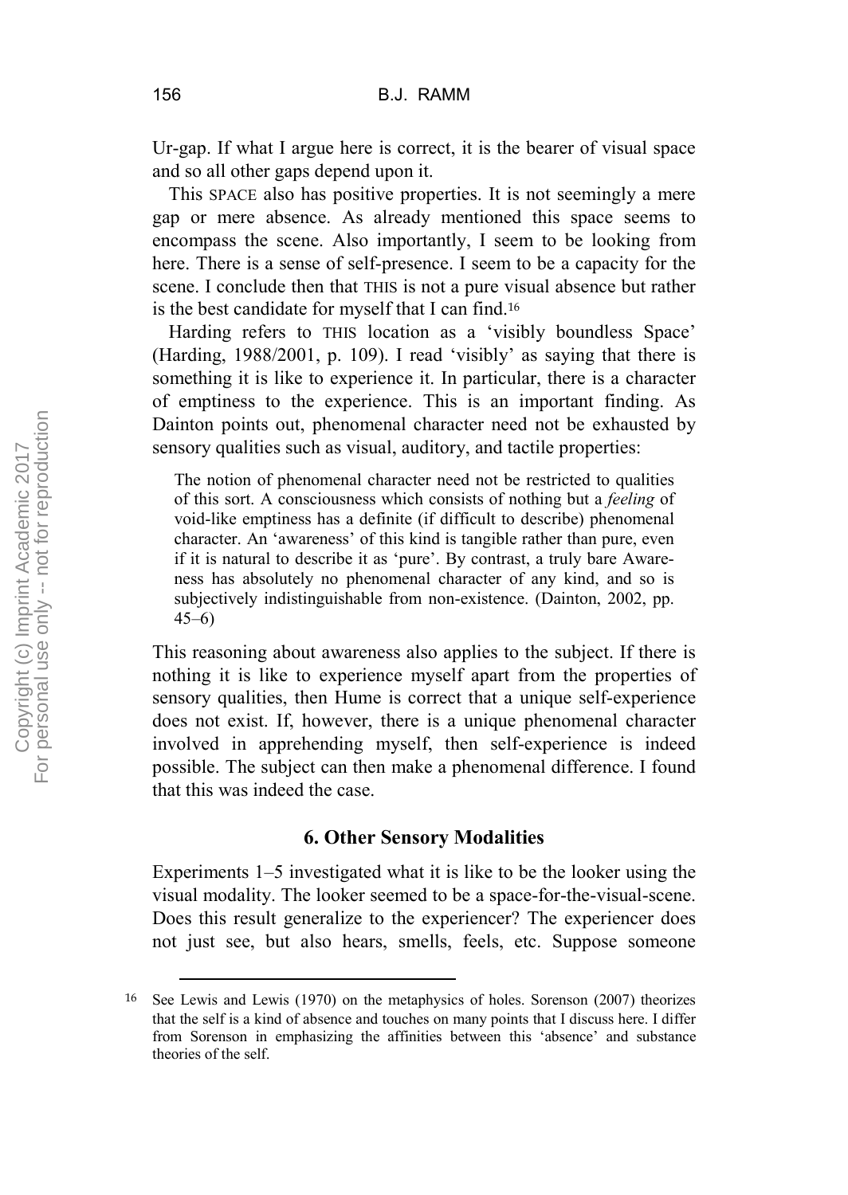Ur-gap. If what I argue here is correct, it is the bearer of visual space and so all other gaps depend upon it.

This SPACE also has positive properties. It is not seemingly a mere gap or mere absence. As already mentioned this space seems to encompass the scene. Also importantly, I seem to be looking from here. There is a sense of self-presence. I seem to be a capacity for the scene. I conclude then that THIS is not a pure visual absence but rather is the best candidate for myself that I can find.[16]

Harding refers to THIS location as a 'visibly boundless Space' (Harding, 1988/2001, p. 109). I read 'visibly' as saying that there is something it is like to experience it. In particular, there is a character of emptiness to the experience. This is an important finding. As Dainton points out, phenomenal character need not be exhausted by sensory qualities such as visual, auditory, and tactile properties:

> The notion of phenomenal character need not be restricted to qualities of this sort. A consciousness which consists of nothing but a *feeling* of void-like emptiness has a definite (if difficult to describe) phenomenal character. An 'awareness' of this kind is tangible rather than pure, even if it is natural to describe it as 'pure'. By contrast, a truly bare Awareness has absolutely no phenomenal character of any kind, and so is subjectively indistinguishable from non-existence. (Dainton, 2002, pp. 45–6)

This reasoning about awareness also applies to the subject. If there is nothing it is like to experience myself apart from the properties of sensory qualities, then Hume is correct that a unique self-experience does not exist. If, however, there is a unique phenomenal character involved in apprehending myself, then self-experience is indeed possible. The subject can then make a phenomenal difference. I found that this was indeed the case.

## 6. Other Sensory Modalities

Experiments 1–5 investigated what it is like to be the looker using the visual modality. The looker seemed to be a space-for-the-visual-scene. Does this result generalize to the experiencer? The experiencer does not just see, but also hears, smells, feels, etc. Suppose someone

---

[16] See Lewis and Lewis (1970) on the metaphysics of holes. Sorenson (2007) theorizes that the self is a kind of absence and touches on many points that I discuss here. I differ from Sorenson in emphasizing the affinities between this 'absence' and substance theories of the self.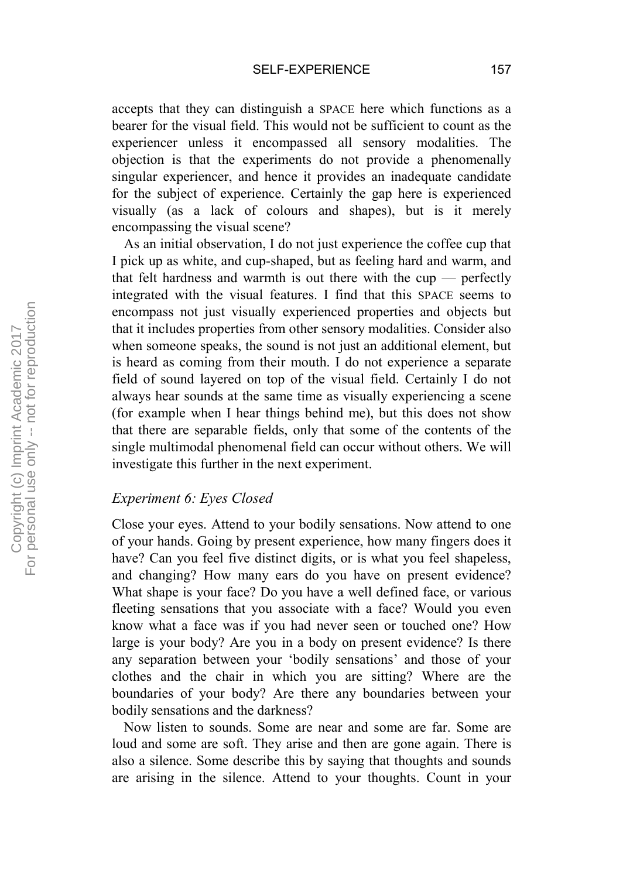accepts that they can distinguish a SPACE here which functions as a bearer for the visual field. This would not be sufficient to count as the experiencer unless it encompassed all sensory modalities. The objection is that the experiments do not provide a phenomenally singular experiencer, and hence it provides an inadequate candidate for the subject of experience. Certainly the gap here is experienced visually (as a lack of colours and shapes), but is it merely encompassing the visual scene?

As an initial observation, I do not just experience the coffee cup that I pick up as white, and cup-shaped, but as feeling hard and warm, and that felt hardness and warmth is out there with the cup — perfectly integrated with the visual features. I find that this SPACE seems to encompass not just visually experienced properties and objects but that it includes properties from other sensory modalities. Consider also when someone speaks, the sound is not just an additional element, but is heard as coming from their mouth. I do not experience a separate field of sound layered on top of the visual field. Certainly I do not always hear sounds at the same time as visually experiencing a scene (for example when I hear things behind me), but this does not show that there are separable fields, only that some of the contents of the single multimodal phenomenal field can occur without others. We will investigate this further in the next experiment.

### *Experiment 6: Eyes Closed*

Close your eyes. Attend to your bodily sensations. Now attend to one of your hands. Going by present experience, how many fingers does it have? Can you feel five distinct digits, or is what you feel shapeless, and changing? How many ears do you have on present evidence? What shape is your face? Do you have a well defined face, or various fleeting sensations that you associate with a face? Would you even know what a face was if you had never seen or touched one? How large is your body? Are you in a body on present evidence? Is there any separation between your 'bodily sensations' and those of your clothes and the chair in which you are sitting? Where are the boundaries of your body? Are there any boundaries between your bodily sensations and the darkness?

Now listen to sounds. Some are near and some are far. Some are loud and some are soft. They arise and then are gone again. There is also a silence. Some describe this by saying that thoughts and sounds are arising in the silence. Attend to your thoughts. Count in your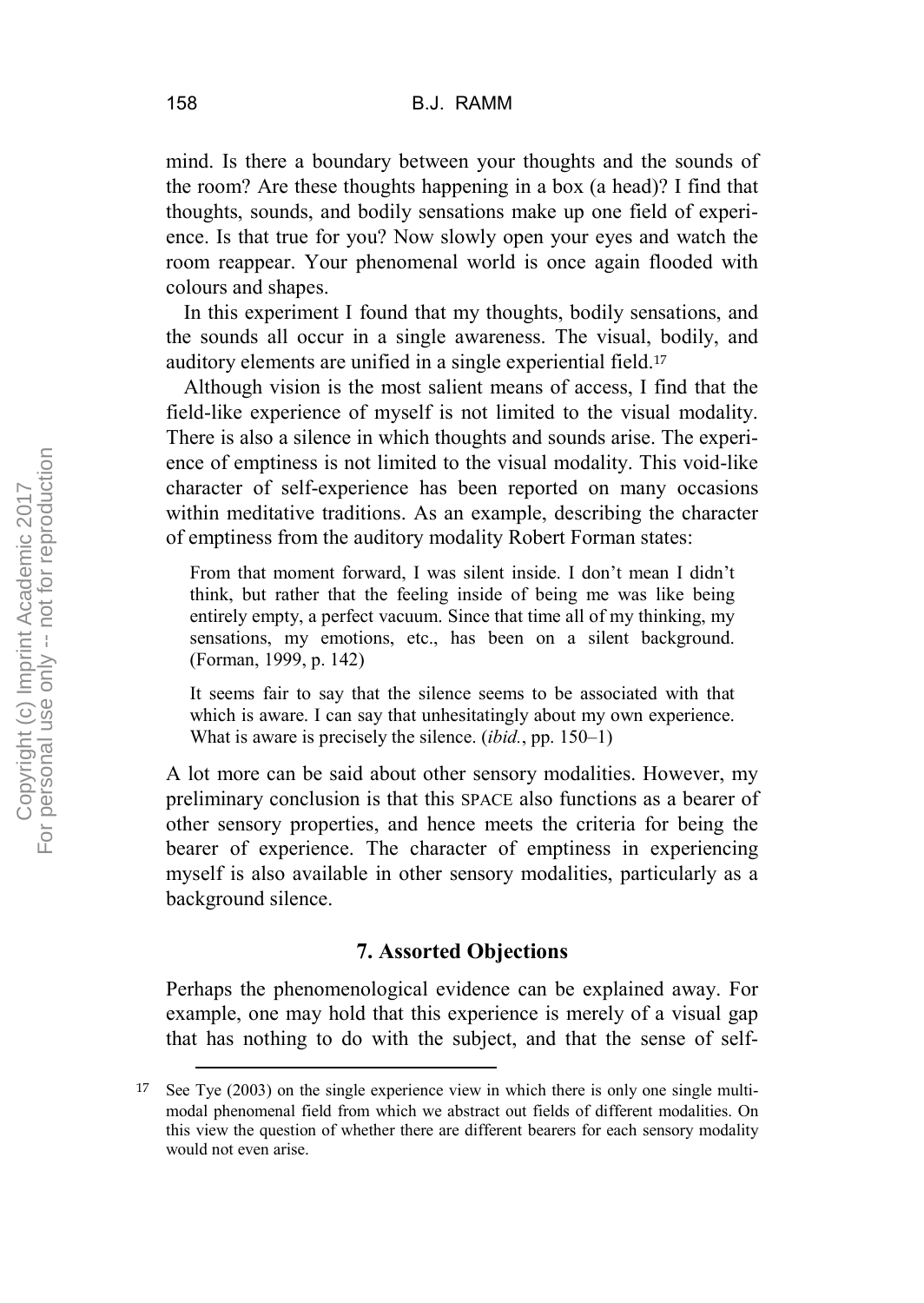mind. Is there a boundary between your thoughts and the sounds of the room? Are these thoughts happening in a box (a head)? I find that thoughts, sounds, and bodily sensations make up one field of experience. Is that true for you? Now slowly open your eyes and watch the room reappear. Your phenomenal world is once again flooded with colours and shapes.

In this experiment I found that my thoughts, bodily sensations, and the sounds all occur in a single awareness. The visual, bodily, and auditory elements are unified in a single experiential field.[17]

Although vision is the most salient means of access, I find that the field-like experience of myself is not limited to the visual modality. There is also a silence in which thoughts and sounds arise. The experience of emptiness is not limited to the visual modality. This void-like character of self-experience has been reported on many occasions within meditative traditions. As an example, describing the character of emptiness from the auditory modality Robert Forman states:

> From that moment forward, I was silent inside. I don't mean I didn't think, but rather that the feeling inside of being me was like being entirely empty, a perfect vacuum. Since that time all of my thinking, my sensations, my emotions, etc., has been on a silent background. (Forman, 1999, p. 142)
>
> It seems fair to say that the silence seems to be associated with that which is aware. I can say that unhesitatingly about my own experience. What is aware is precisely the silence. (*ibid.*, pp. 150–1)

A lot more can be said about other sensory modalities. However, my preliminary conclusion is that this SPACE also functions as a bearer of other sensory properties, and hence meets the criteria for being the bearer of experience. The character of emptiness in experiencing myself is also available in other sensory modalities, particularly as a background silence.

## 7. Assorted Objections

Perhaps the phenomenological evidence can be explained away. For example, one may hold that this experience is merely of a visual gap that has nothing to do with the subject, and that the sense of self-

---

[17] See Tye (2003) on the single experience view in which there is only one single multimodal phenomenal field from which we abstract out fields of different modalities. On this view the question of whether there are different bearers for each sensory modality would not even arise.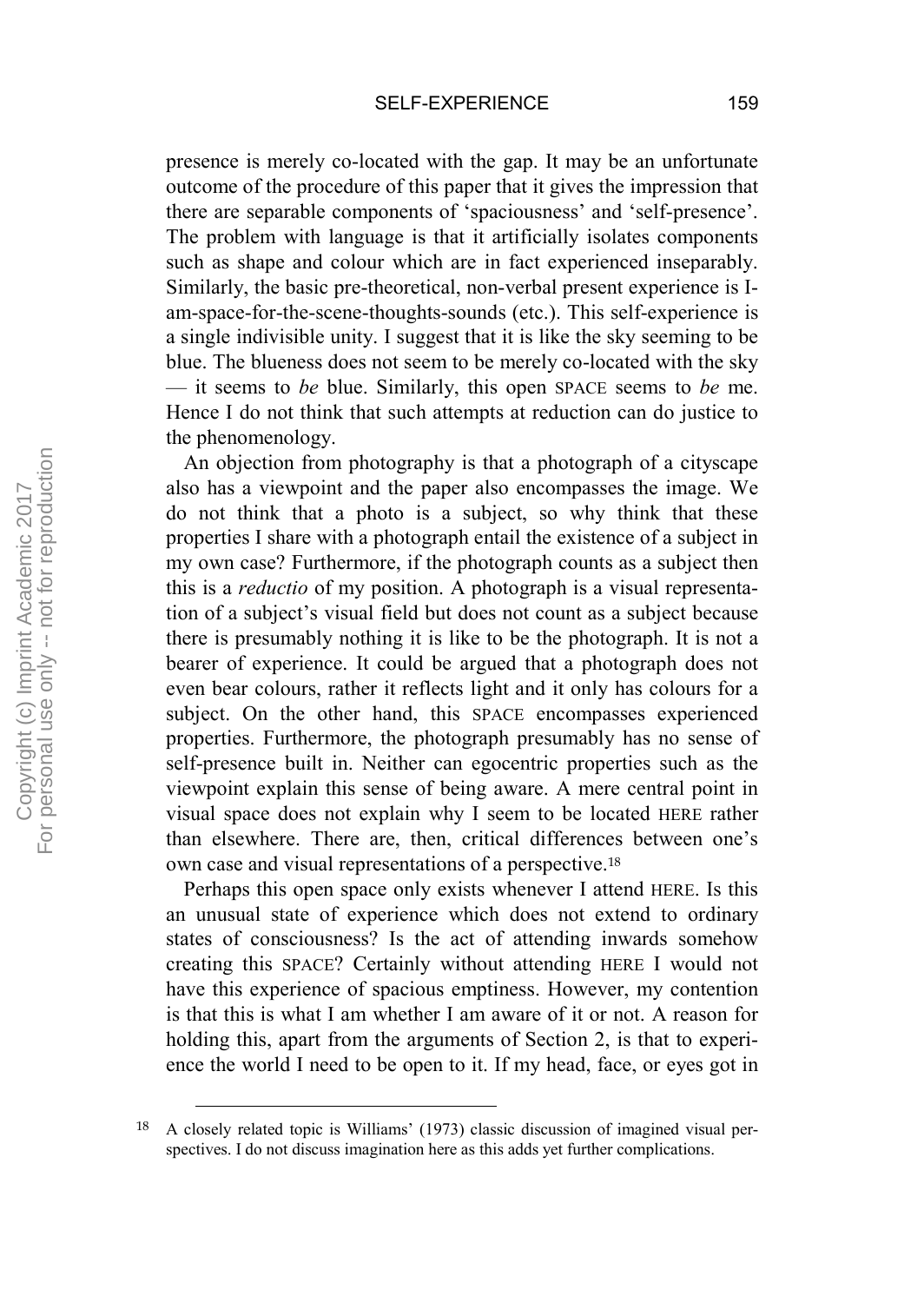presence is merely co-located with the gap. It may be an unfortunate outcome of the procedure of this paper that it gives the impression that there are separable components of 'spaciousness' and 'self-presence'. The problem with language is that it artificially isolates components such as shape and colour which are in fact experienced inseparably. Similarly, the basic pre-theoretical, non-verbal present experience is I-am-space-for-the-scene-thoughts-sounds (etc.). This self-experience is a single indivisible unity. I suggest that it is like the sky seeming to be blue. The blueness does not seem to be merely co-located with the sky — it seems to *be* blue. Similarly, this open SPACE seems to *be* me. Hence I do not think that such attempts at reduction can do justice to the phenomenology.

An objection from photography is that a photograph of a cityscape also has a viewpoint and the paper also encompasses the image. We do not think that a photo is a subject, so why think that these properties I share with a photograph entail the existence of a subject in my own case? Furthermore, if the photograph counts as a subject then this is a *reductio* of my position. A photograph is a visual representation of a subject's visual field but does not count as a subject because there is presumably nothing it is like to be the photograph. It is not a bearer of experience. It could be argued that a photograph does not even bear colours, rather it reflects light and it only has colours for a subject. On the other hand, this SPACE encompasses experienced properties. Furthermore, the photograph presumably has no sense of self-presence built in. Neither can egocentric properties such as the viewpoint explain this sense of being aware. A mere central point in visual space does not explain why I seem to be located HERE rather than elsewhere. There are, then, critical differences between one's own case and visual representations of a perspective.[18]

Perhaps this open space only exists whenever I attend HERE. Is this an unusual state of experience which does not extend to ordinary states of consciousness? Is the act of attending inwards somehow creating this SPACE? Certainly without attending HERE I would not have this experience of spacious emptiness. However, my contention is that this is what I am whether I am aware of it or not. A reason for holding this, apart from the arguments of Section 2, is that to experience the world I need to be open to it. If my head, face, or eyes got in

[18] A closely related topic is Williams' (1973) classic discussion of imagined visual perspectives. I do not discuss imagination here as this adds yet further complications.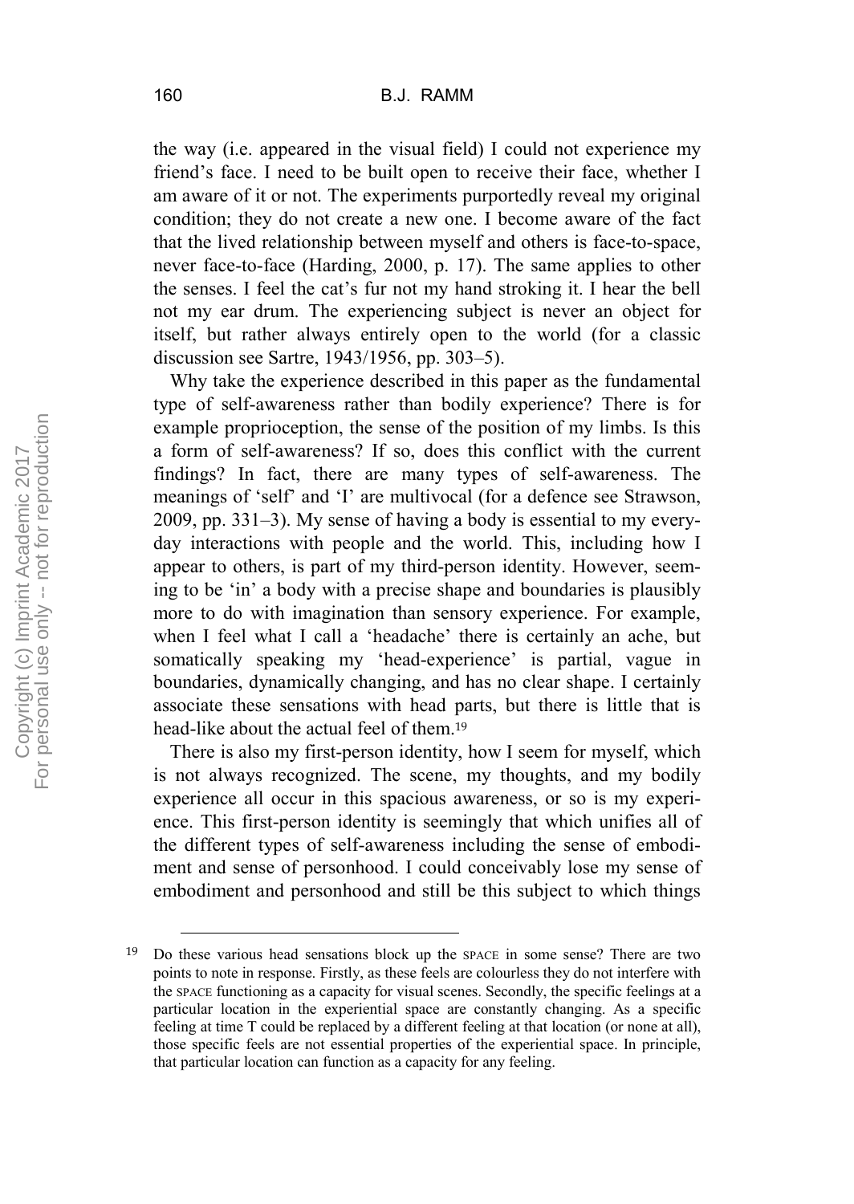the way (i.e. appeared in the visual field) I could not experience my friend's face. I need to be built open to receive their face, whether I am aware of it or not. The experiments purportedly reveal my original condition; they do not create a new one. I become aware of the fact that the lived relationship between myself and others is face-to-space, never face-to-face (Harding, 2000, p. 17). The same applies to other the senses. I feel the cat's fur not my hand stroking it. I hear the bell not my ear drum. The experiencing subject is never an object for itself, but rather always entirely open to the world (for a classic discussion see Sartre, 1943/1956, pp. 303–5).

Why take the experience described in this paper as the fundamental type of self-awareness rather than bodily experience? There is for example proprioception, the sense of the position of my limbs. Is this a form of self-awareness? If so, does this conflict with the current findings? In fact, there are many types of self-awareness. The meanings of 'self' and 'I' are multivocal (for a defence see Strawson, 2009, pp. 331–3). My sense of having a body is essential to my everyday interactions with people and the world. This, including how I appear to others, is part of my third-person identity. However, seeming to be 'in' a body with a precise shape and boundaries is plausibly more to do with imagination than sensory experience. For example, when I feel what I call a 'headache' there is certainly an ache, but somatically speaking my 'head-experience' is partial, vague in boundaries, dynamically changing, and has no clear shape. I certainly associate these sensations with head parts, but there is little that is head-like about the actual feel of them.[19]

There is also my first-person identity, how I seem for myself, which is not always recognized. The scene, my thoughts, and my bodily experience all occur in this spacious awareness, or so is my experience. This first-person identity is seemingly that which unifies all of the different types of self-awareness including the sense of embodiment and sense of personhood. I could conceivably lose my sense of embodiment and personhood and still be this subject to which things

---

[19] Do these various head sensations block up the SPACE in some sense? There are two points to note in response. Firstly, as these feels are colourless they do not interfere with the SPACE functioning as a capacity for visual scenes. Secondly, the specific feelings at a particular location in the experiential space are constantly changing. As a specific feeling at time T could be replaced by a different feeling at that location (or none at all), those specific feels are not essential properties of the experiential space. In principle, that particular location can function as a capacity for any feeling.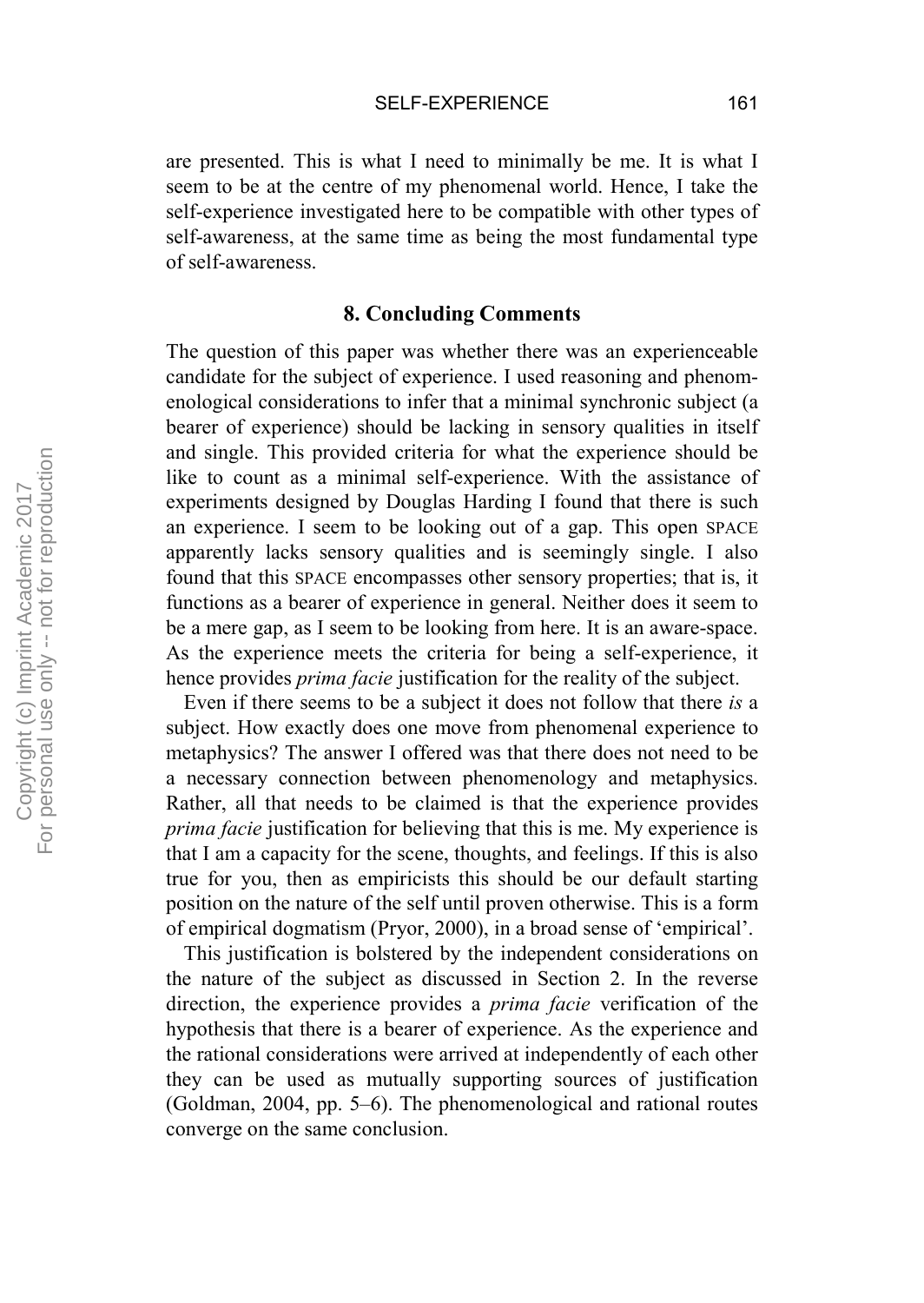are presented. This is what I need to minimally be me. It is what I seem to be at the centre of my phenomenal world. Hence, I take the self-experience investigated here to be compatible with other types of self-awareness, at the same time as being the most fundamental type of self-awareness.

## 8. Concluding Comments

The question of this paper was whether there was an experienceable candidate for the subject of experience. I used reasoning and phenomenological considerations to infer that a minimal synchronic subject (a bearer of experience) should be lacking in sensory qualities in itself and single. This provided criteria for what the experience should be like to count as a minimal self-experience. With the assistance of experiments designed by Douglas Harding I found that there is such an experience. I seem to be looking out of a gap. This open SPACE apparently lacks sensory qualities and is seemingly single. I also found that this SPACE encompasses other sensory properties; that is, it functions as a bearer of experience in general. Neither does it seem to be a mere gap, as I seem to be looking from here. It is an aware-space. As the experience meets the criteria for being a self-experience, it hence provides *prima facie* justification for the reality of the subject.

Even if there seems to be a subject it does not follow that there *is* a subject. How exactly does one move from phenomenal experience to metaphysics? The answer I offered was that there does not need to be a necessary connection between phenomenology and metaphysics. Rather, all that needs to be claimed is that the experience provides *prima facie* justification for believing that this is me. My experience is that I am a capacity for the scene, thoughts, and feelings. If this is also true for you, then as empiricists this should be our default starting position on the nature of the self until proven otherwise. This is a form of empirical dogmatism (Pryor, 2000), in a broad sense of 'empirical'.

This justification is bolstered by the independent considerations on the nature of the subject as discussed in Section 2. In the reverse direction, the experience provides a *prima facie* verification of the hypothesis that there is a bearer of experience. As the experience and the rational considerations were arrived at independently of each other they can be used as mutually supporting sources of justification (Goldman, 2004, pp. 5–6). The phenomenological and rational routes converge on the same conclusion.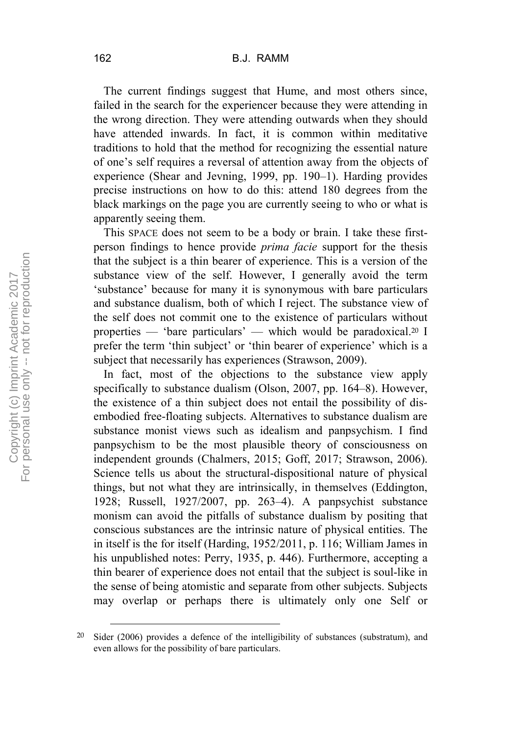The current findings suggest that Hume, and most others since, failed in the search for the experiencer because they were attending in the wrong direction. They were attending outwards when they should have attended inwards. In fact, it is common within meditative traditions to hold that the method for recognizing the essential nature of one's self requires a reversal of attention away from the objects of experience (Shear and Jevning, 1999, pp. 190–1). Harding provides precise instructions on how to do this: attend 180 degrees from the black markings on the page you are currently seeing to who or what is apparently seeing them.

This SPACE does not seem to be a body or brain. I take these first-person findings to hence provide *prima facie* support for the thesis that the subject is a thin bearer of experience. This is a version of the substance view of the self. However, I generally avoid the term 'substance' because for many it is synonymous with bare particulars and substance dualism, both of which I reject. The substance view of the self does not commit one to the existence of particulars without properties — 'bare particulars' — which would be paradoxical.[20] I prefer the term 'thin subject' or 'thin bearer of experience' which is a subject that necessarily has experiences (Strawson, 2009).

In fact, most of the objections to the substance view apply specifically to substance dualism (Olson, 2007, pp. 164–8). However, the existence of a thin subject does not entail the possibility of dis-embodied free-floating subjects. Alternatives to substance dualism are substance monist views such as idealism and panpsychism. I find panpsychism to be the most plausible theory of consciousness on independent grounds (Chalmers, 2015; Goff, 2017; Strawson, 2006). Science tells us about the structural-dispositional nature of physical things, but not what they are intrinsically, in themselves (Eddington, 1928; Russell, 1927/2007, pp. 263–4). A panpsychist substance monism can avoid the pitfalls of substance dualism by positing that conscious substances are the intrinsic nature of physical entities. The in itself is the for itself (Harding, 1952/2011, p. 116; William James in his unpublished notes: Perry, 1935, p. 446). Furthermore, accepting a thin bearer of experience does not entail that the subject is soul-like in the sense of being atomistic and separate from other subjects. Subjects may overlap or perhaps there is ultimately only one Self or

[20] Sider (2006) provides a defence of the intelligibility of substances (substratum), and even allows for the possibility of bare particulars.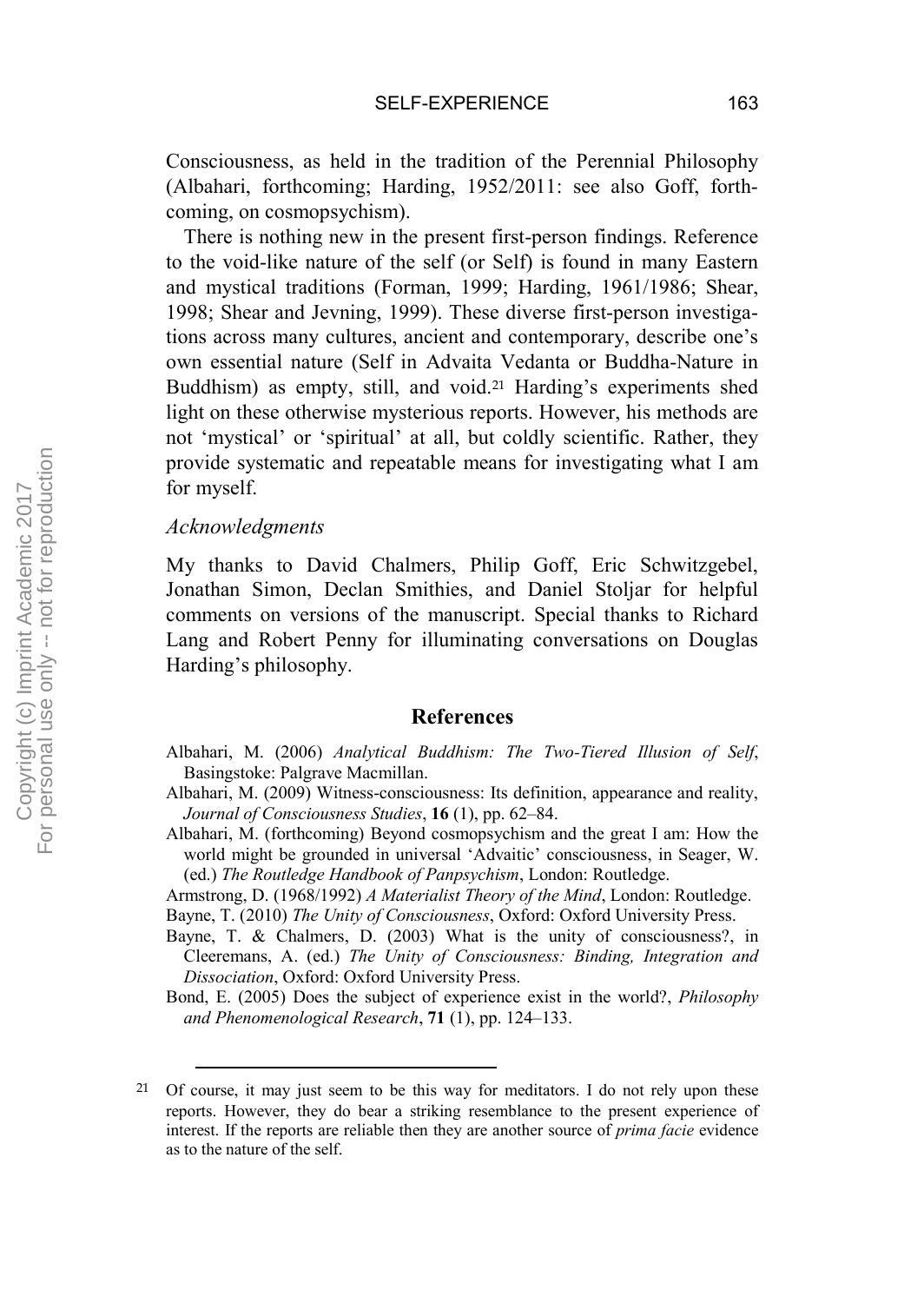Consciousness, as held in the tradition of the Perennial Philosophy (Albahari, forthcoming; Harding, 1952/2011: see also Goff, forthcoming, on cosmopsychism).

There is nothing new in the present first-person findings. Reference to the void-like nature of the self (or Self) is found in many Eastern and mystical traditions (Forman, 1999; Harding, 1961/1986; Shear, 1998; Shear and Jevning, 1999). These diverse first-person investigations across many cultures, ancient and contemporary, describe one's own essential nature (Self in Advaita Vedanta or Buddha-Nature in Buddhism) as empty, still, and void.[21] Harding's experiments shed light on these otherwise mysterious reports. However, his methods are not 'mystical' or 'spiritual' at all, but coldly scientific. Rather, they provide systematic and repeatable means for investigating what I am for myself.

### *Acknowledgments*

My thanks to David Chalmers, Philip Goff, Eric Schwitzgebel, Jonathan Simon, Declan Smithies, and Daniel Stoljar for helpful comments on versions of the manuscript. Special thanks to Richard Lang and Robert Penny for illuminating conversations on Douglas Harding's philosophy.

## References

Albahari, M. (2006) *Analytical Buddhism: The Two-Tiered Illusion of Self*, Basingstoke: Palgrave Macmillan.

Albahari, M. (2009) Witness-consciousness: Its definition, appearance and reality, *Journal of Consciousness Studies*, **16** (1), pp. 62–84.

Albahari, M. (forthcoming) Beyond cosmopsychism and the great I am: How the world might be grounded in universal 'Advaitic' consciousness, in Seager, W. (ed.) *The Routledge Handbook of Panpsychism*, London: Routledge.

Armstrong, D. (1968/1992) *A Materialist Theory of the Mind*, London: Routledge.

Bayne, T. (2010) *The Unity of Consciousness*, Oxford: Oxford University Press.

Bayne, T. & Chalmers, D. (2003) What is the unity of consciousness?, in Cleeremans, A. (ed.) *The Unity of Consciousness: Binding, Integration and Dissociation*, Oxford: Oxford University Press.

Bond, E. (2005) Does the subject of experience exist in the world?, *Philosophy and Phenomenological Research*, **71** (1), pp. 124–133.

---

[21] Of course, it may just seem to be this way for meditators. I do not rely upon these reports. However, they do bear a striking resemblance to the present experience of interest. If the reports are reliable then they are another source of *prima facie* evidence as to the nature of the self.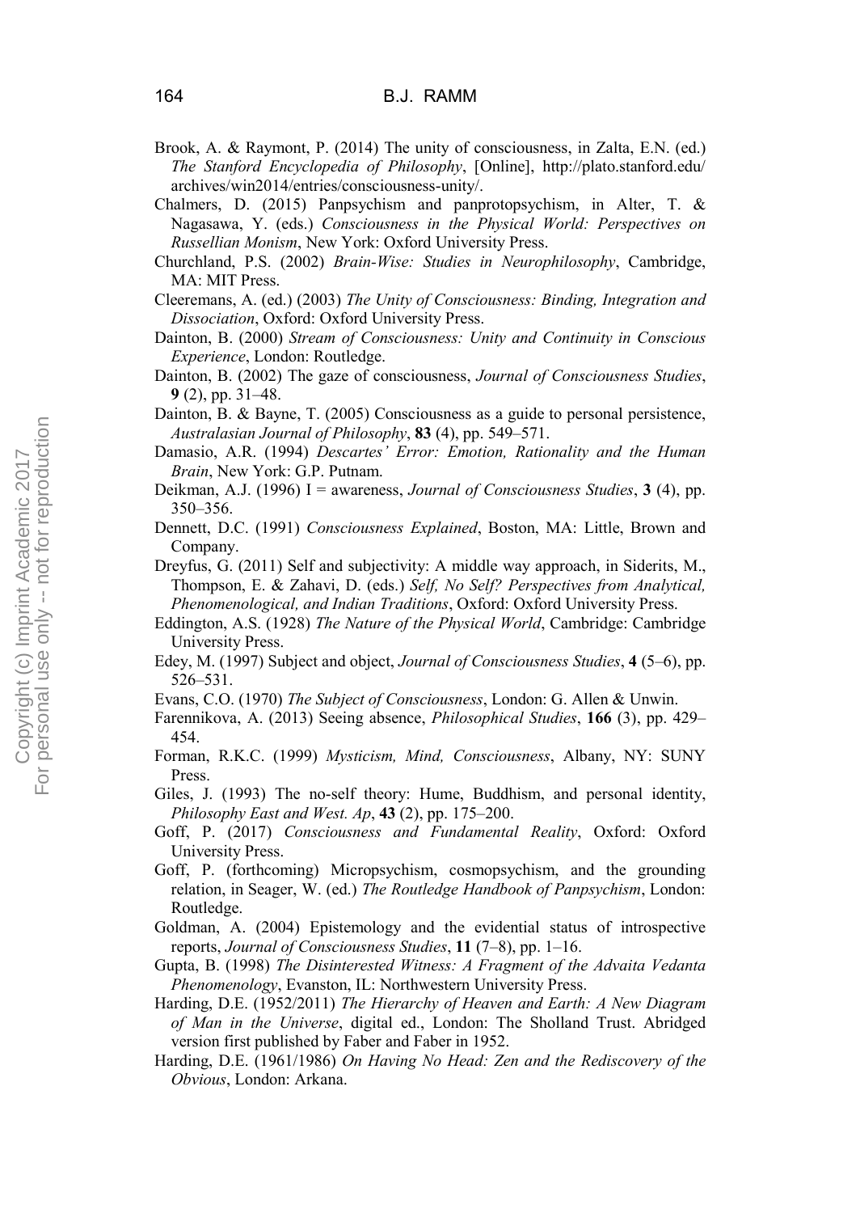Brook, A. & Raymont, P. (2014) The unity of consciousness, in Zalta, E.N. (ed.) *The Stanford Encyclopedia of Philosophy*, [Online], http://plato.stanford.edu/archives/win2014/entries/consciousness-unity/.

Chalmers, D. (2015) Panpsychism and panprotopsychism, in Alter, T. & Nagasawa, Y. (eds.) *Consciousness in the Physical World: Perspectives on Russellian Monism*, New York: Oxford University Press.

Churchland, P.S. (2002) *Brain-Wise: Studies in Neurophilosophy*, Cambridge, MA: MIT Press.

Cleeremans, A. (ed.) (2003) *The Unity of Consciousness: Binding, Integration and Dissociation*, Oxford: Oxford University Press.

Dainton, B. (2000) *Stream of Consciousness: Unity and Continuity in Conscious Experience*, London: Routledge.

Dainton, B. (2002) The gaze of consciousness, *Journal of Consciousness Studies*, **9** (2), pp. 31–48.

Dainton, B. & Bayne, T. (2005) Consciousness as a guide to personal persistence, *Australasian Journal of Philosophy*, **83** (4), pp. 549–571.

Damasio, A.R. (1994) *Descartes' Error: Emotion, Rationality and the Human Brain*, New York: G.P. Putnam.

Deikman, A.J. (1996) I = awareness, *Journal of Consciousness Studies*, **3** (4), pp. 350–356.

Dennett, D.C. (1991) *Consciousness Explained*, Boston, MA: Little, Brown and Company.

Dreyfus, G. (2011) Self and subjectivity: A middle way approach, in Siderits, M., Thompson, E. & Zahavi, D. (eds.) *Self, No Self? Perspectives from Analytical, Phenomenological, and Indian Traditions*, Oxford: Oxford University Press.

Eddington, A.S. (1928) *The Nature of the Physical World*, Cambridge: Cambridge University Press.

Edey, M. (1997) Subject and object, *Journal of Consciousness Studies*, **4** (5–6), pp. 526–531.

Evans, C.O. (1970) *The Subject of Consciousness*, London: G. Allen & Unwin.

Farennikova, A. (2013) Seeing absence, *Philosophical Studies*, **166** (3), pp. 429–454.

Forman, R.K.C. (1999) *Mysticism, Mind, Consciousness*, Albany, NY: SUNY Press.

Giles, J. (1993) The no-self theory: Hume, Buddhism, and personal identity, *Philosophy East and West. Ap*, **43** (2), pp. 175–200.

Goff, P. (2017) *Consciousness and Fundamental Reality*, Oxford: Oxford University Press.

Goff, P. (forthcoming) Micropsychism, cosmopsychism, and the grounding relation, in Seager, W. (ed.) *The Routledge Handbook of Panpsychism*, London: Routledge.

Goldman, A. (2004) Epistemology and the evidential status of introspective reports, *Journal of Consciousness Studies*, **11** (7–8), pp. 1–16.

Gupta, B. (1998) *The Disinterested Witness: A Fragment of the Advaita Vedanta Phenomenology*, Evanston, IL: Northwestern University Press.

Harding, D.E. (1952/2011) *The Hierarchy of Heaven and Earth: A New Diagram of Man in the Universe*, digital ed., London: The Sholland Trust. Abridged version first published by Faber and Faber in 1952.

Harding, D.E. (1961/1986) *On Having No Head: Zen and the Rediscovery of the Obvious*, London: Arkana.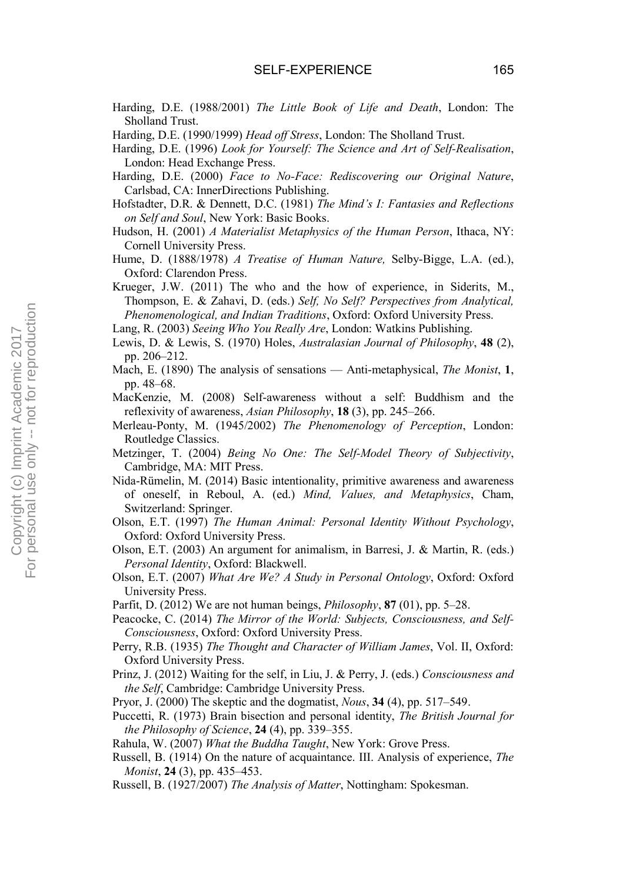Harding, D.E. (1988/2001) *The Little Book of Life and Death*, London: The Sholland Trust.

Harding, D.E. (1990/1999) *Head off Stress*, London: The Sholland Trust.

Harding, D.E. (1996) *Look for Yourself: The Science and Art of Self-Realisation*, London: Head Exchange Press.

Harding, D.E. (2000) *Face to No-Face: Rediscovering our Original Nature*, Carlsbad, CA: InnerDirections Publishing.

Hofstadter, D.R. & Dennett, D.C. (1981) *The Mind's I: Fantasies and Reflections on Self and Soul*, New York: Basic Books.

Hudson, H. (2001) *A Materialist Metaphysics of the Human Person*, Ithaca, NY: Cornell University Press.

Hume, D. (1888/1978) *A Treatise of Human Nature,* Selby-Bigge, L.A. (ed.), Oxford: Clarendon Press.

Krueger, J.W. (2011) The who and the how of experience, in Siderits, M., Thompson, E. & Zahavi, D. (eds.) *Self, No Self? Perspectives from Analytical, Phenomenological, and Indian Traditions*, Oxford: Oxford University Press.

Lang, R. (2003) *Seeing Who You Really Are*, London: Watkins Publishing.

Lewis, D. & Lewis, S. (1970) Holes, *Australasian Journal of Philosophy*, **48** (2), pp. 206–212.

Mach, E. (1890) The analysis of sensations — Anti-metaphysical, *The Monist*, **1**, pp. 48–68.

MacKenzie, M. (2008) Self-awareness without a self: Buddhism and the reflexivity of awareness, *Asian Philosophy*, **18** (3), pp. 245–266.

Merleau-Ponty, M. (1945/2002) *The Phenomenology of Perception*, London: Routledge Classics.

Metzinger, T. (2004) *Being No One: The Self-Model Theory of Subjectivity*, Cambridge, MA: MIT Press.

Nida-Rümelin, M. (2014) Basic intentionality, primitive awareness and awareness of oneself, in Reboul, A. (ed.) *Mind, Values, and Metaphysics*, Cham, Switzerland: Springer.

Olson, E.T. (1997) *The Human Animal: Personal Identity Without Psychology*, Oxford: Oxford University Press.

Olson, E.T. (2003) An argument for animalism, in Barresi, J. & Martin, R. (eds.) *Personal Identity*, Oxford: Blackwell.

Olson, E.T. (2007) *What Are We? A Study in Personal Ontology*, Oxford: Oxford University Press.

Parfit, D. (2012) We are not human beings, *Philosophy*, **87** (01), pp. 5–28.

Peacocke, C. (2014) *The Mirror of the World: Subjects, Consciousness, and Self-Consciousness*, Oxford: Oxford University Press.

Perry, R.B. (1935) *The Thought and Character of William James*, Vol. II, Oxford: Oxford University Press.

Prinz, J. (2012) Waiting for the self, in Liu, J. & Perry, J. (eds.) *Consciousness and the Self*, Cambridge: Cambridge University Press.

Pryor, J. (2000) The skeptic and the dogmatist, *Nous*, **34** (4), pp. 517–549.

Puccetti, R. (1973) Brain bisection and personal identity, *The British Journal for the Philosophy of Science*, **24** (4), pp. 339–355.

Rahula, W. (2007) *What the Buddha Taught*, New York: Grove Press.

Russell, B. (1914) On the nature of acquaintance. III. Analysis of experience, *The Monist*, **24** (3), pp. 435–453.

Russell, B. (1927/2007) *The Analysis of Matter*, Nottingham: Spokesman.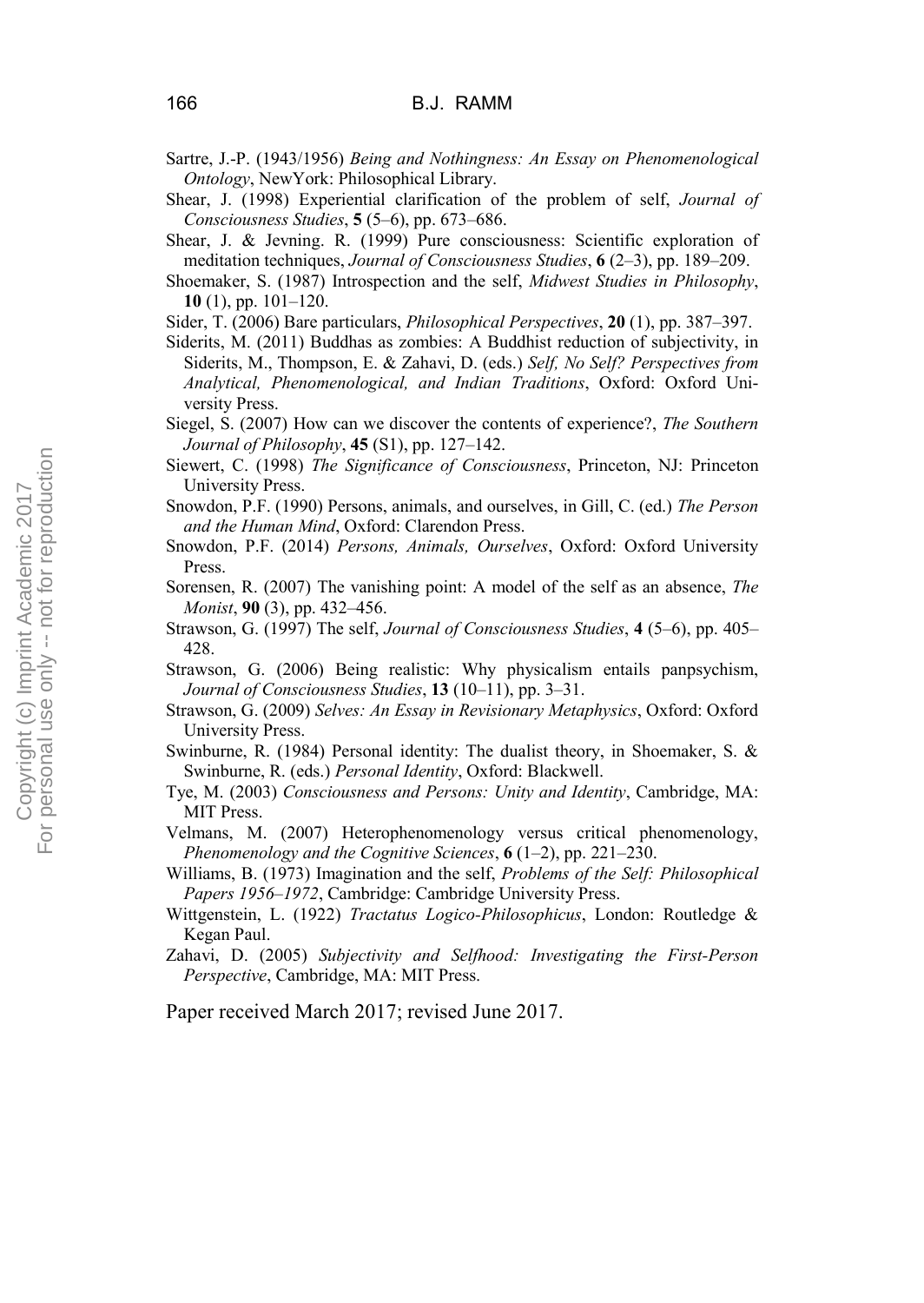Sartre, J.-P. (1943/1956) *Being and Nothingness: An Essay on Phenomenological Ontology*, NewYork: Philosophical Library.

Shear, J. (1998) Experiential clarification of the problem of self, *Journal of Consciousness Studies*, **5** (5–6), pp. 673–686.

Shear, J. & Jevning. R. (1999) Pure consciousness: Scientific exploration of meditation techniques, *Journal of Consciousness Studies*, **6** (2–3), pp. 189–209.

Shoemaker, S. (1987) Introspection and the self, *Midwest Studies in Philosophy*, **10** (1), pp. 101–120.

Sider, T. (2006) Bare particulars, *Philosophical Perspectives*, **20** (1), pp. 387–397.

Siderits, M. (2011) Buddhas as zombies: A Buddhist reduction of subjectivity, in Siderits, M., Thompson, E. & Zahavi, D. (eds.) *Self, No Self? Perspectives from Analytical, Phenomenological, and Indian Traditions*, Oxford: Oxford University Press.

Siegel, S. (2007) How can we discover the contents of experience?, *The Southern Journal of Philosophy*, **45** (S1), pp. 127–142.

Siewert, C. (1998) *The Significance of Consciousness*, Princeton, NJ: Princeton University Press.

Snowdon, P.F. (1990) Persons, animals, and ourselves, in Gill, C. (ed.) *The Person and the Human Mind*, Oxford: Clarendon Press.

Snowdon, P.F. (2014) *Persons, Animals, Ourselves*, Oxford: Oxford University Press.

Sorensen, R. (2007) The vanishing point: A model of the self as an absence, *The Monist*, **90** (3), pp. 432–456.

Strawson, G. (1997) The self, *Journal of Consciousness Studies*, **4** (5–6), pp. 405–428.

Strawson, G. (2006) Being realistic: Why physicalism entails panpsychism, *Journal of Consciousness Studies*, **13** (10–11), pp. 3–31.

Strawson, G. (2009) *Selves: An Essay in Revisionary Metaphysics*, Oxford: Oxford University Press.

Swinburne, R. (1984) Personal identity: The dualist theory, in Shoemaker, S. & Swinburne, R. (eds.) *Personal Identity*, Oxford: Blackwell.

Tye, M. (2003) *Consciousness and Persons: Unity and Identity*, Cambridge, MA: MIT Press.

Velmans, M. (2007) Heterophenomenology versus critical phenomenology, *Phenomenology and the Cognitive Sciences*, **6** (1–2), pp. 221–230.

Williams, B. (1973) Imagination and the self, *Problems of the Self: Philosophical Papers 1956–1972*, Cambridge: Cambridge University Press.

Wittgenstein, L. (1922) *Tractatus Logico-Philosophicus*, London: Routledge & Kegan Paul.

Zahavi, D. (2005) *Subjectivity and Selfhood: Investigating the First-Person Perspective*, Cambridge, MA: MIT Press.

Paper received March 2017; revised June 2017.